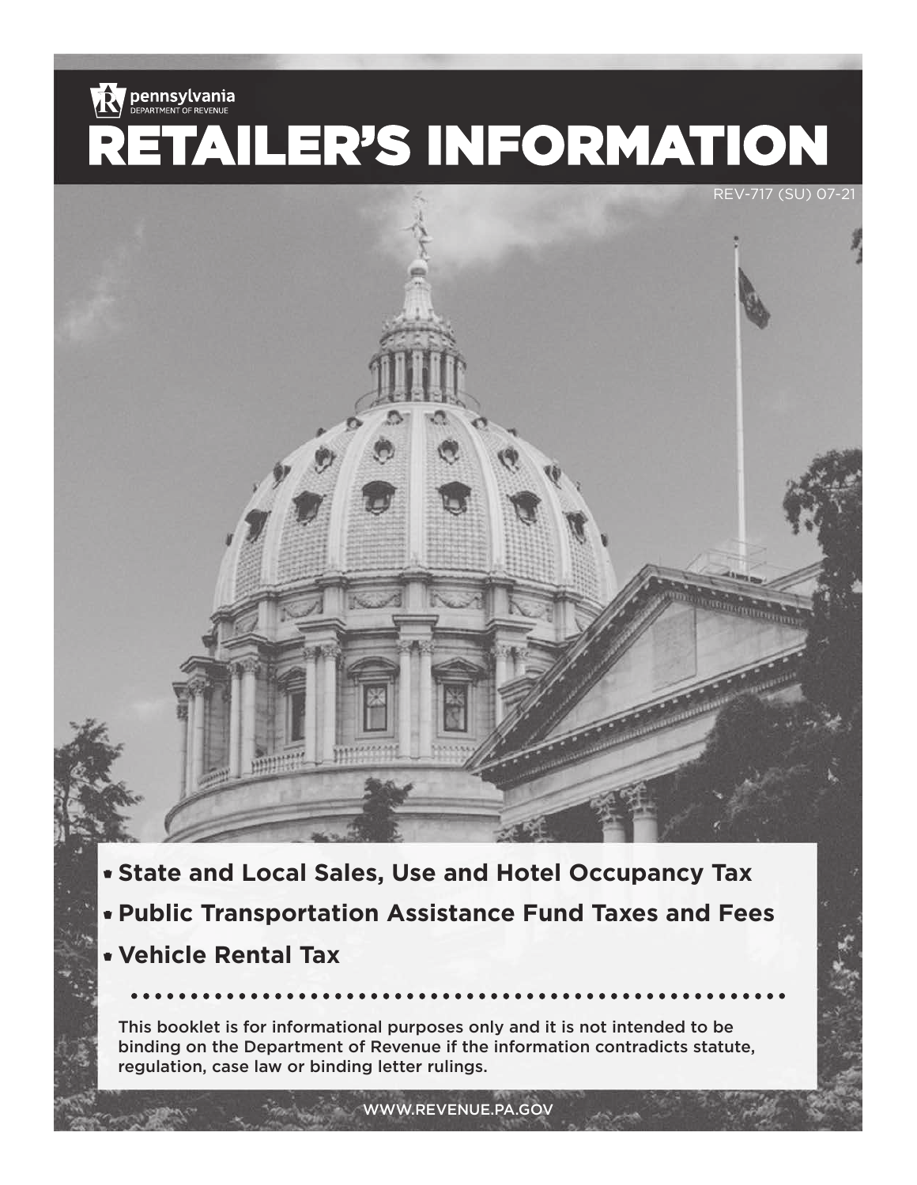pennsylvania
DEPARTMENT OF REVENUE

# RETAILER'S INFORMATION

REV-717 (SU) 07-21

- **State and Local Sales, Use and Hotel Occupancy Tax**
- **Public Transportation Assistance Fund Taxes and Fees**
- **Vehicle Rental Tax**

This booklet is for informational purposes only and it is not intended to be binding on the Department of Revenue if the information contradicts statute, regulation, case law or binding letter rulings.

WWW.REVENUE.PA.GOV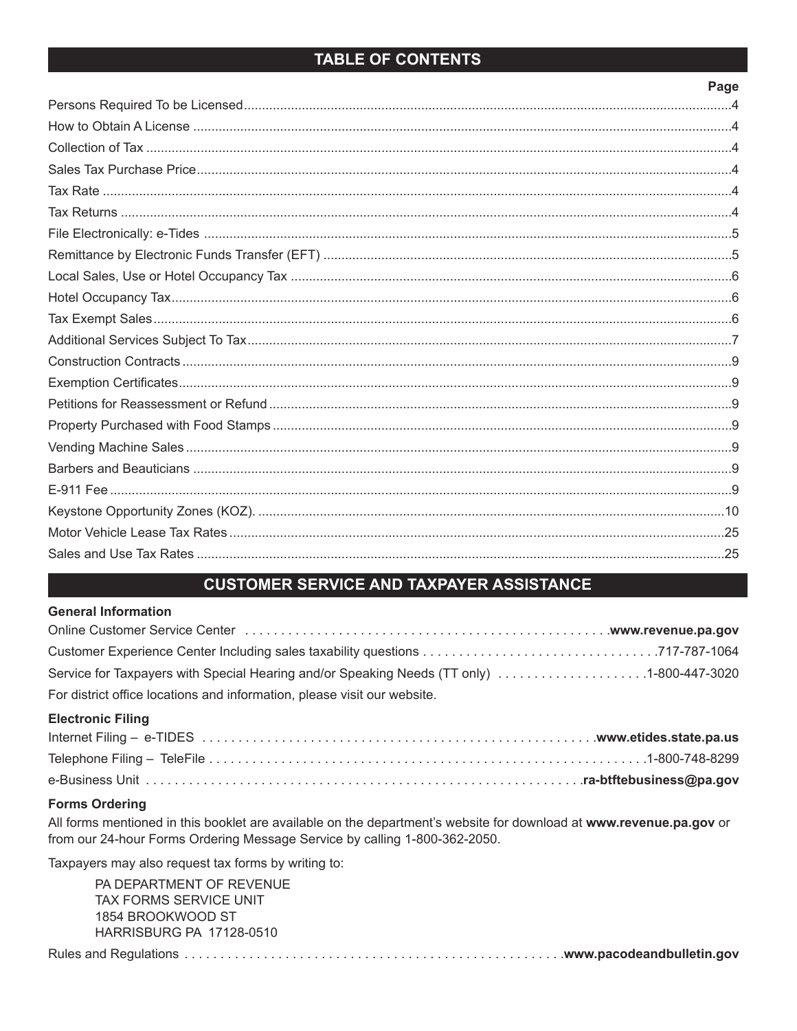## TABLE OF CONTENTS

| | Page |
|---|---|
| Persons Required To be Licensed | 4 |
| How to Obtain A License | 4 |
| Collection of Tax | 4 |
| Sales Tax Purchase Price | 4 |
| Tax Rate | 4 |
| Tax Returns | 4 |
| File Electronically: e-Tides | 5 |
| Remittance by Electronic Funds Transfer (EFT) | 5 |
| Local Sales, Use or Hotel Occupancy Tax | 6 |
| Hotel Occupancy Tax | 6 |
| Tax Exempt Sales | 6 |
| Additional Services Subject To Tax | 7 |
| Construction Contracts | 9 |
| Exemption Certificates | 9 |
| Petitions for Reassessment or Refund | 9 |
| Property Purchased with Food Stamps | 9 |
| Vending Machine Sales | 9 |
| Barbers and Beauticians | 9 |
| E-911 Fee | 9 |
| Keystone Opportunity Zones (KOZ). | 10 |
| Motor Vehicle Lease Tax Rates | 25 |
| Sales and Use Tax Rates | 25 |

## CUSTOMER SERVICE AND TAXPAYER ASSISTANCE

**General Information**

Online Customer Service Center . . . . . **www.revenue.pa.gov**

Customer Experience Center Including sales taxability questions . . . . . 717-787-1064

Service for Taxpayers with Special Hearing and/or Speaking Needs (TT only) . . . . . 1-800-447-3020

For district office locations and information, please visit our website.

**Electronic Filing**

Internet Filing – e-TIDES . . . . . **www.etides.state.pa.us**

Telephone Filing – TeleFile . . . . . 1-800-748-8299

e-Business Unit . . . . . **ra-btftebusiness@pa.gov**

**Forms Ordering**

All forms mentioned in this booklet are available on the department's website for download at **www.revenue.pa.gov** or from our 24-hour Forms Ordering Message Service by calling 1-800-362-2050.

Taxpayers may also request tax forms by writing to:

PA DEPARTMENT OF REVENUE
TAX FORMS SERVICE UNIT
1854 BROOKWOOD ST
HARRISBURG PA 17128-0510

Rules and Regulations . . . . . **www.pacodeandbulletin.gov**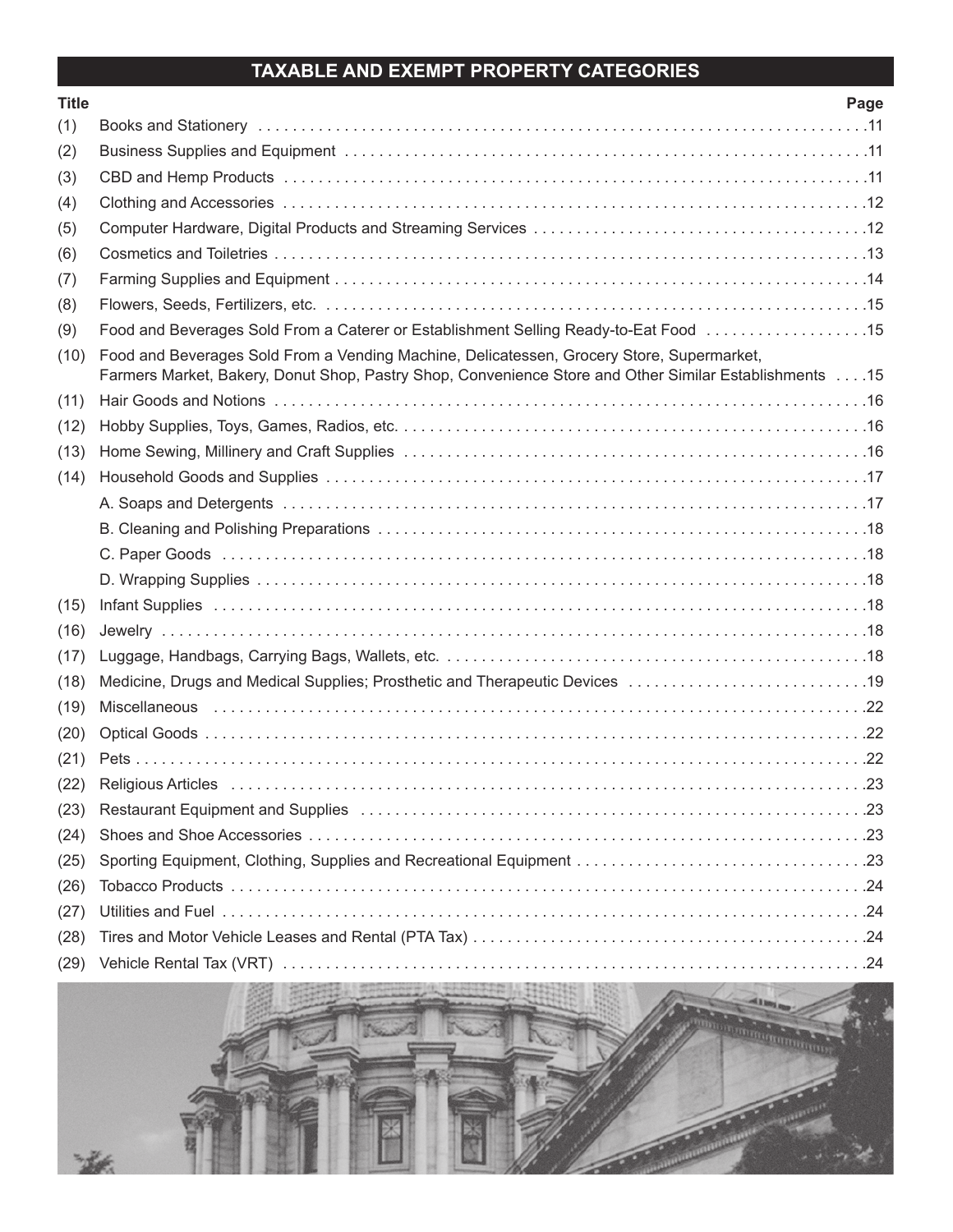## TAXABLE AND EXEMPT PROPERTY CATEGORIES

| Title | | Page |
|---|---|---|
| (1) | Books and Stationery | 11 |
| (2) | Business Supplies and Equipment | 11 |
| (3) | CBD and Hemp Products | 11 |
| (4) | Clothing and Accessories | 12 |
| (5) | Computer Hardware, Digital Products and Streaming Services | 12 |
| (6) | Cosmetics and Toiletries | 13 |
| (7) | Farming Supplies and Equipment | 14 |
| (8) | Flowers, Seeds, Fertilizers, etc. | 15 |
| (9) | Food and Beverages Sold From a Caterer or Establishment Selling Ready-to-Eat Food | 15 |
| (10) | Food and Beverages Sold From a Vending Machine, Delicatessen, Grocery Store, Supermarket, Farmers Market, Bakery, Donut Shop, Pastry Shop, Convenience Store and Other Similar Establishments | 15 |
| (11) | Hair Goods and Notions | 16 |
| (12) | Hobby Supplies, Toys, Games, Radios, etc. | 16 |
| (13) | Home Sewing, Millinery and Craft Supplies | 16 |
| (14) | Household Goods and Supplies | 17 |
| | A. Soaps and Detergents | 17 |
| | B. Cleaning and Polishing Preparations | 18 |
| | C. Paper Goods | 18 |
| | D. Wrapping Supplies | 18 |
| (15) | Infant Supplies | 18 |
| (16) | Jewelry | 18 |
| (17) | Luggage, Handbags, Carrying Bags, Wallets, etc. | 18 |
| (18) | Medicine, Drugs and Medical Supplies; Prosthetic and Therapeutic Devices | 19 |
| (19) | Miscellaneous | 22 |
| (20) | Optical Goods | 22 |
| (21) | Pets | 22 |
| (22) | Religious Articles | 23 |
| (23) | Restaurant Equipment and Supplies | 23 |
| (24) | Shoes and Shoe Accessories | 23 |
| (25) | Sporting Equipment, Clothing, Supplies and Recreational Equipment | 23 |
| (26) | Tobacco Products | 24 |
| (27) | Utilities and Fuel | 24 |
| (28) | Tires and Motor Vehicle Leases and Rental (PTA Tax) | 24 |
| (29) | Vehicle Rental Tax (VRT) | 24 |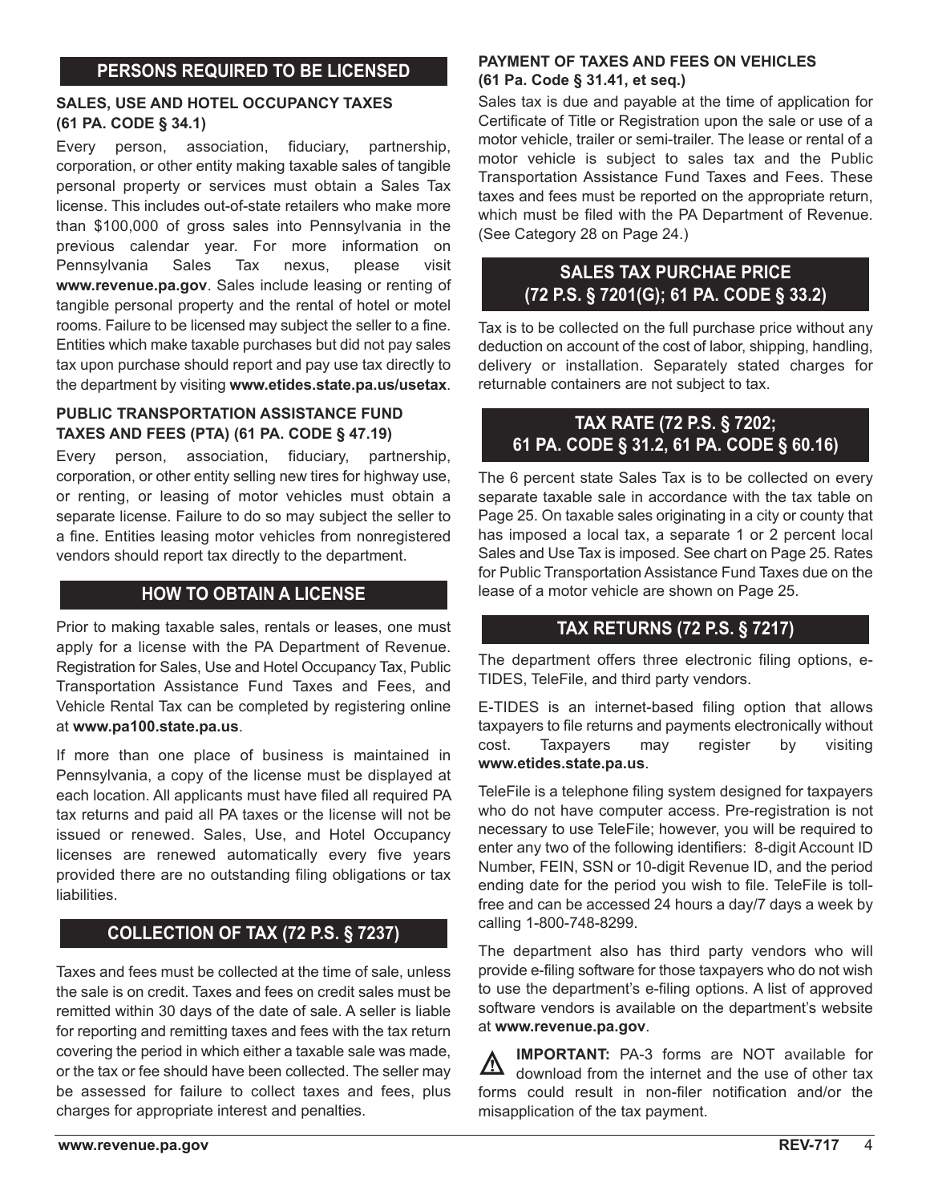## PERSONS REQUIRED TO BE LICENSED

### SALES, USE AND HOTEL OCCUPANCY TAXES (61 PA. CODE § 34.1)

Every person, association, fiduciary, partnership, corporation, or other entity making taxable sales of tangible personal property or services must obtain a Sales Tax license. This includes out-of-state retailers who make more than $100,000 of gross sales into Pennsylvania in the previous calendar year. For more information on Pennsylvania Sales Tax nexus, please visit **www.revenue.pa.gov**. Sales include leasing or renting of tangible personal property and the rental of hotel or motel rooms. Failure to be licensed may subject the seller to a fine. Entities which make taxable purchases but did not pay sales tax upon purchase should report and pay use tax directly to the department by visiting **www.etides.state.pa.us/usetax**.

### PUBLIC TRANSPORTATION ASSISTANCE FUND TAXES AND FEES (PTA) (61 PA. CODE § 47.19)

Every person, association, fiduciary, partnership, corporation, or other entity selling new tires for highway use, or renting, or leasing of motor vehicles must obtain a separate license. Failure to do so may subject the seller to a fine. Entities leasing motor vehicles from nonregistered vendors should report tax directly to the department.

## HOW TO OBTAIN A LICENSE

Prior to making taxable sales, rentals or leases, one must apply for a license with the PA Department of Revenue. Registration for Sales, Use and Hotel Occupancy Tax, Public Transportation Assistance Fund Taxes and Fees, and Vehicle Rental Tax can be completed by registering online at **www.pa100.state.pa.us**.

If more than one place of business is maintained in Pennsylvania, a copy of the license must be displayed at each location. All applicants must have filed all required PA tax returns and paid all PA taxes or the license will not be issued or renewed. Sales, Use, and Hotel Occupancy licenses are renewed automatically every five years provided there are no outstanding filing obligations or tax liabilities.

## COLLECTION OF TAX (72 P.S. § 7237)

Taxes and fees must be collected at the time of sale, unless the sale is on credit. Taxes and fees on credit sales must be remitted within 30 days of the date of sale. A seller is liable for reporting and remitting taxes and fees with the tax return covering the period in which either a taxable sale was made, or the tax or fee should have been collected. The seller may be assessed for failure to collect taxes and fees, plus charges for appropriate interest and penalties.

### PAYMENT OF TAXES AND FEES ON VEHICLES (61 Pa. Code § 31.41, et seq.)

Sales tax is due and payable at the time of application for Certificate of Title or Registration upon the sale or use of a motor vehicle, trailer or semi-trailer. The lease or rental of a motor vehicle is subject to sales tax and the Public Transportation Assistance Fund Taxes and Fees. These taxes and fees must be reported on the appropriate return, which must be filed with the PA Department of Revenue. (See Category 28 on Page 24.)

## SALES TAX PURCHAE PRICE (72 P.S. § 7201(G); 61 PA. CODE § 33.2)

Tax is to be collected on the full purchase price without any deduction on account of the cost of labor, shipping, handling, delivery or installation. Separately stated charges for returnable containers are not subject to tax.

## TAX RATE (72 P.S. § 7202; 61 PA. CODE § 31.2, 61 PA. CODE § 60.16)

The 6 percent state Sales Tax is to be collected on every separate taxable sale in accordance with the tax table on Page 25. On taxable sales originating in a city or county that has imposed a local tax, a separate 1 or 2 percent local Sales and Use Tax is imposed. See chart on Page 25. Rates for Public Transportation Assistance Fund Taxes due on the lease of a motor vehicle are shown on Page 25.

## TAX RETURNS (72 P.S. § 7217)

The department offers three electronic filing options, e-TIDES, TeleFile, and third party vendors.

E-TIDES is an internet-based filing option that allows taxpayers to file returns and payments electronically without cost. Taxpayers may register by visiting **www.etides.state.pa.us**.

TeleFile is a telephone filing system designed for taxpayers who do not have computer access. Pre-registration is not necessary to use TeleFile; however, you will be required to enter any two of the following identifiers: 8-digit Account ID Number, FEIN, SSN or 10-digit Revenue ID, and the period ending date for the period you wish to file. TeleFile is toll-free and can be accessed 24 hours a day/7 days a week by calling 1-800-748-8299.

The department also has third party vendors who will provide e-filing software for those taxpayers who do not wish to use the department's e-filing options. A list of approved software vendors is available on the department's website at **www.revenue.pa.gov**.

⚠ **IMPORTANT:** PA-3 forms are NOT available for download from the internet and the use of other tax forms could result in non-filer notification and/or the misapplication of the tax payment.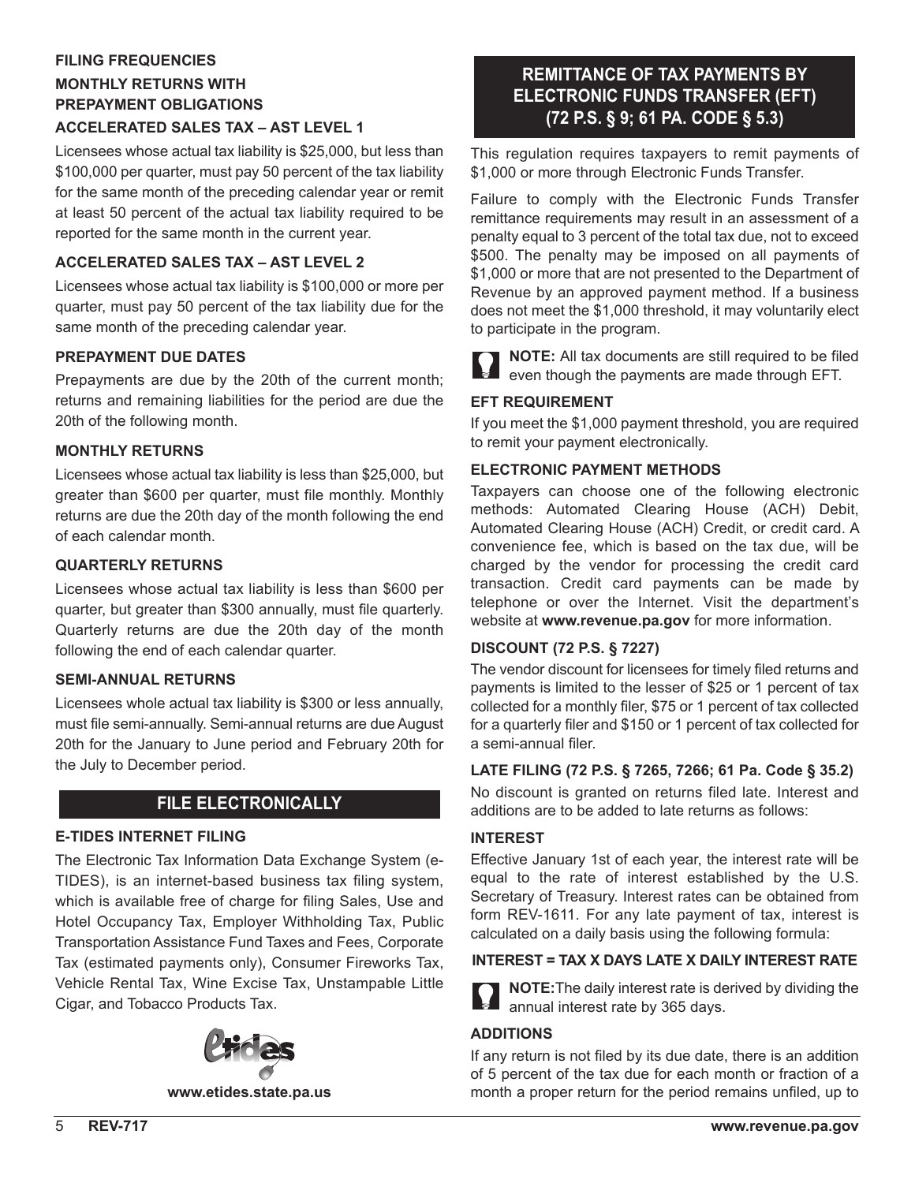## FILING FREQUENCIES

### MONTHLY RETURNS WITH PREPAYMENT OBLIGATIONS

### ACCELERATED SALES TAX – AST LEVEL 1

Licensees whose actual tax liability is $25,000, but less than $100,000 per quarter, must pay 50 percent of the tax liability for the same month of the preceding calendar year or remit at least 50 percent of the actual tax liability required to be reported for the same month in the current year.

### ACCELERATED SALES TAX – AST LEVEL 2

Licensees whose actual tax liability is $100,000 or more per quarter, must pay 50 percent of the tax liability due for the same month of the preceding calendar year.

### PREPAYMENT DUE DATES

Prepayments are due by the 20th of the current month; returns and remaining liabilities for the period are due the 20th of the following month.

### MONTHLY RETURNS

Licensees whose actual tax liability is less than $25,000, but greater than $600 per quarter, must file monthly. Monthly returns are due the 20th day of the month following the end of each calendar month.

### QUARTERLY RETURNS

Licensees whose actual tax liability is less than $600 per quarter, but greater than $300 annually, must file quarterly. Quarterly returns are due the 20th day of the month following the end of each calendar quarter.

### SEMI-ANNUAL RETURNS

Licensees whole actual tax liability is $300 or less annually, must file semi-annually. Semi-annual returns are due August 20th for the January to June period and February 20th for the July to December period.

## FILE ELECTRONICALLY

### E-TIDES INTERNET FILING

The Electronic Tax Information Data Exchange System (e-TIDES), is an internet-based business tax filing system, which is available free of charge for filing Sales, Use and Hotel Occupancy Tax, Employer Withholding Tax, Public Transportation Assistance Fund Taxes and Fees, Corporate Tax (estimated payments only), Consumer Fireworks Tax, Vehicle Rental Tax, Wine Excise Tax, Unstampable Little Cigar, and Tobacco Products Tax.

**www.etides.state.pa.us**

## REMITTANCE OF TAX PAYMENTS BY ELECTRONIC FUNDS TRANSFER (EFT) (72 P.S. § 9; 61 PA. CODE § 5.3)

This regulation requires taxpayers to remit payments of $1,000 or more through Electronic Funds Transfer.

Failure to comply with the Electronic Funds Transfer remittance requirements may result in an assessment of a penalty equal to 3 percent of the total tax due, not to exceed $500. The penalty may be imposed on all payments of $1,000 or more that are not presented to the Department of Revenue by an approved payment method. If a business does not meet the $1,000 threshold, it may voluntarily elect to participate in the program.

**NOTE:** All tax documents are still required to be filed even though the payments are made through EFT.

### EFT REQUIREMENT

If you meet the $1,000 payment threshold, you are required to remit your payment electronically.

### ELECTRONIC PAYMENT METHODS

Taxpayers can choose one of the following electronic methods: Automated Clearing House (ACH) Debit, Automated Clearing House (ACH) Credit, or credit card. A convenience fee, which is based on the tax due, will be charged by the vendor for processing the credit card transaction. Credit card payments can be made by telephone or over the Internet. Visit the department's website at **www.revenue.pa.gov** for more information.

### DISCOUNT (72 P.S. § 7227)

The vendor discount for licensees for timely filed returns and payments is limited to the lesser of $25 or 1 percent of tax collected for a monthly filer, $75 or 1 percent of tax collected for a quarterly filer and $150 or 1 percent of tax collected for a semi-annual filer.

### LATE FILING (72 P.S. § 7265, 7266; 61 Pa. Code § 35.2)

No discount is granted on returns filed late. Interest and additions are to be added to late returns as follows:

### INTEREST

Effective January 1st of each year, the interest rate will be equal to the rate of interest established by the U.S. Secretary of Treasury. Interest rates can be obtained from form REV-1611. For any late payment of tax, interest is calculated on a daily basis using the following formula:

**INTEREST = TAX X DAYS LATE X DAILY INTEREST RATE**

**NOTE:** The daily interest rate is derived by dividing the annual interest rate by 365 days.

### ADDITIONS

If any return is not filed by its due date, there is an addition of 5 percent of the tax due for each month or fraction of a month a proper return for the period remains unfiled, up to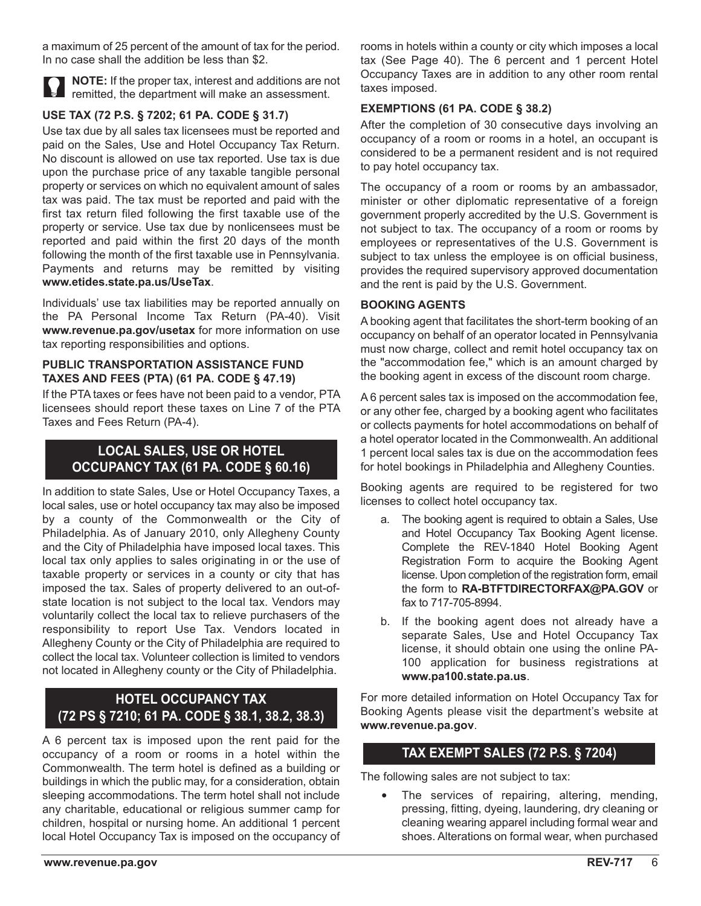a maximum of 25 percent of the amount of tax for the period. In no case shall the addition be less than $2.

**NOTE:** If the proper tax, interest and additions are not remitted, the department will make an assessment.

**USE TAX (72 P.S. § 7202; 61 PA. CODE § 31.7)**

Use tax due by all sales tax licensees must be reported and paid on the Sales, Use and Hotel Occupancy Tax Return. No discount is allowed on use tax reported. Use tax is due upon the purchase price of any taxable tangible personal property or services on which no equivalent amount of sales tax was paid. The tax must be reported and paid with the first tax return filed following the first taxable use of the property or service. Use tax due by nonlicensees must be reported and paid within the first 20 days of the month following the month of the first taxable use in Pennsylvania. Payments and returns may be remitted by visiting **www.etides.state.pa.us/UseTax**.

Individuals' use tax liabilities may be reported annually on the PA Personal Income Tax Return (PA-40). Visit **www.revenue.pa.gov/usetax** for more information on use tax reporting responsibilities and options.

**PUBLIC TRANSPORTATION ASSISTANCE FUND TAXES AND FEES (PTA) (61 PA. CODE § 47.19)**

If the PTA taxes or fees have not been paid to a vendor, PTA licensees should report these taxes on Line 7 of the PTA Taxes and Fees Return (PA-4).

## LOCAL SALES, USE OR HOTEL OCCUPANCY TAX (61 PA. CODE § 60.16)

In addition to state Sales, Use or Hotel Occupancy Taxes, a local sales, use or hotel occupancy tax may also be imposed by a county of the Commonwealth or the City of Philadelphia. As of January 2010, only Allegheny County and the City of Philadelphia have imposed local taxes. This local tax only applies to sales originating in or the use of taxable property or services in a county or city that has imposed the tax. Sales of property delivered to an out-of-state location is not subject to the local tax. Vendors may voluntarily collect the local tax to relieve purchasers of the responsibility to report Use Tax. Vendors located in Allegheny County or the City of Philadelphia are required to collect the local tax. Volunteer collection is limited to vendors not located in Allegheny county or the City of Philadelphia.

## HOTEL OCCUPANCY TAX (72 PS § 7210; 61 PA. CODE § 38.1, 38.2, 38.3)

A 6 percent tax is imposed upon the rent paid for the occupancy of a room or rooms in a hotel within the Commonwealth. The term hotel is defined as a building or buildings in which the public may, for a consideration, obtain sleeping accommodations. The term hotel shall not include any charitable, educational or religious summer camp for children, hospital or nursing home. An additional 1 percent local Hotel Occupancy Tax is imposed on the occupancy of rooms in hotels within a county or city which imposes a local tax (See Page 40). The 6 percent and 1 percent Hotel Occupancy Taxes are in addition to any other room rental taxes imposed.

**EXEMPTIONS (61 PA. CODE § 38.2)**

After the completion of 30 consecutive days involving an occupancy of a room or rooms in a hotel, an occupant is considered to be a permanent resident and is not required to pay hotel occupancy tax.

The occupancy of a room or rooms by an ambassador, minister or other diplomatic representative of a foreign government properly accredited by the U.S. Government is not subject to tax. The occupancy of a room or rooms by employees or representatives of the U.S. Government is subject to tax unless the employee is on official business, provides the required supervisory approved documentation and the rent is paid by the U.S. Government.

**BOOKING AGENTS**

A booking agent that facilitates the short-term booking of an occupancy on behalf of an operator located in Pennsylvania must now charge, collect and remit hotel occupancy tax on the "accommodation fee," which is an amount charged by the booking agent in excess of the discount room charge.

A 6 percent sales tax is imposed on the accommodation fee, or any other fee, charged by a booking agent who facilitates or collects payments for hotel accommodations on behalf of a hotel operator located in the Commonwealth. An additional 1 percent local sales tax is due on the accommodation fees for hotel bookings in Philadelphia and Allegheny Counties.

Booking agents are required to be registered for two licenses to collect hotel occupancy tax.

a. The booking agent is required to obtain a Sales, Use and Hotel Occupancy Tax Booking Agent license. Complete the REV-1840 Hotel Booking Agent Registration Form to acquire the Booking Agent license. Upon completion of the registration form, email the form to **RA-BTFTDIRECTORFAX@PA.GOV** or fax to 717-705-8994.
b. If the booking agent does not already have a separate Sales, Use and Hotel Occupancy Tax license, it should obtain one using the online PA-100 application for business registrations at **www.pa100.state.pa.us**.

For more detailed information on Hotel Occupancy Tax for Booking Agents please visit the department's website at **www.revenue.pa.gov**.

## TAX EXEMPT SALES (72 P.S. § 7204)

The following sales are not subject to tax:

- The services of repairing, altering, mending, pressing, fitting, dyeing, laundering, dry cleaning or cleaning wearing apparel including formal wear and shoes. Alterations on formal wear, when purchased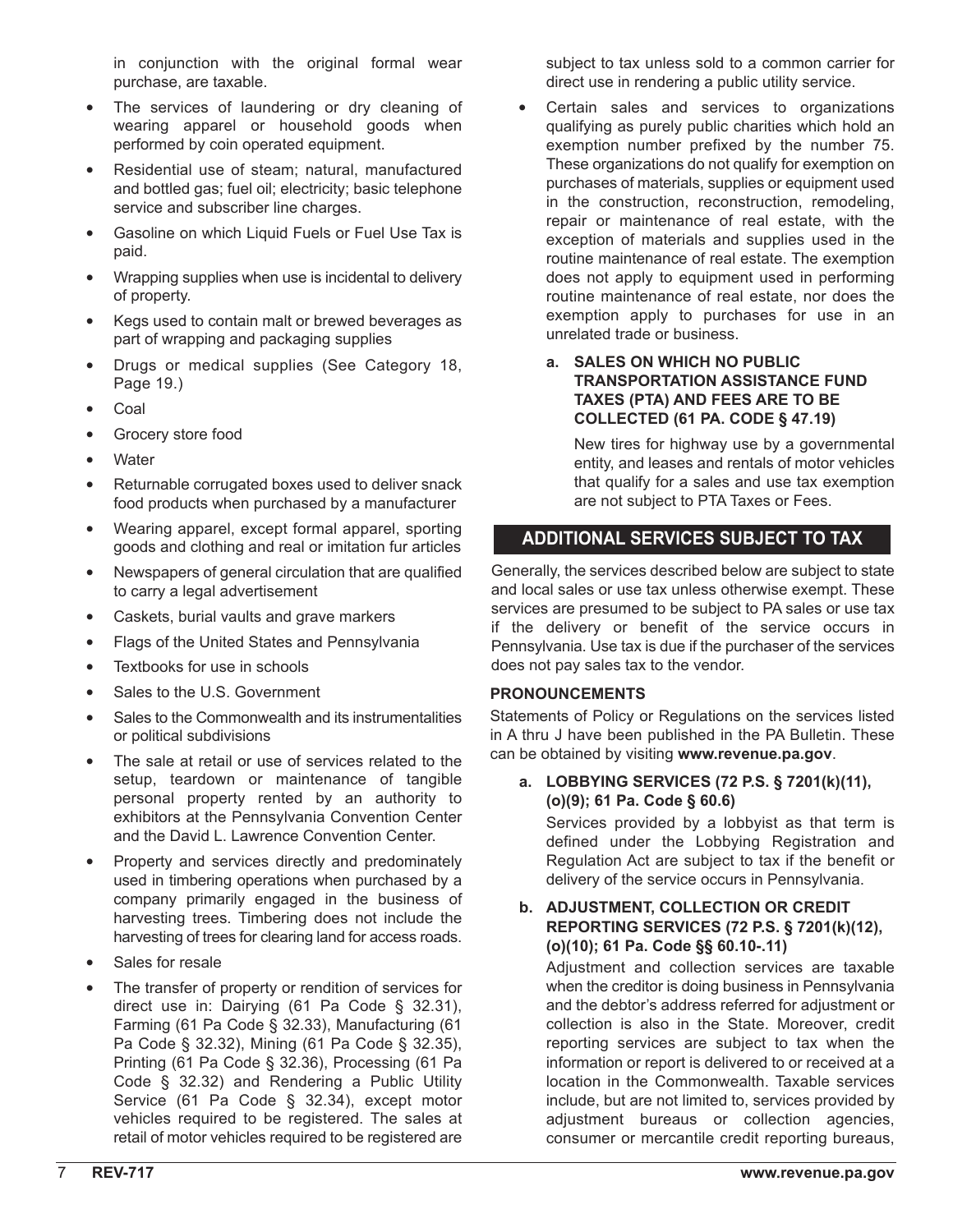in conjunction with the original formal wear purchase, are taxable.

- The services of laundering or dry cleaning of wearing apparel or household goods when performed by coin operated equipment.
- Residential use of steam; natural, manufactured and bottled gas; fuel oil; electricity; basic telephone service and subscriber line charges.
- Gasoline on which Liquid Fuels or Fuel Use Tax is paid.
- Wrapping supplies when use is incidental to delivery of property.
- Kegs used to contain malt or brewed beverages as part of wrapping and packaging supplies
- Drugs or medical supplies (See Category 18, Page 19.)
- Coal
- Grocery store food
- Water
- Returnable corrugated boxes used to deliver snack food products when purchased by a manufacturer
- Wearing apparel, except formal apparel, sporting goods and clothing and real or imitation fur articles
- Newspapers of general circulation that are qualified to carry a legal advertisement
- Caskets, burial vaults and grave markers
- Flags of the United States and Pennsylvania
- Textbooks for use in schools
- Sales to the U.S. Government
- Sales to the Commonwealth and its instrumentalities or political subdivisions
- The sale at retail or use of services related to the setup, teardown or maintenance of tangible personal property rented by an authority to exhibitors at the Pennsylvania Convention Center and the David L. Lawrence Convention Center.
- Property and services directly and predominately used in timbering operations when purchased by a company primarily engaged in the business of harvesting trees. Timbering does not include the harvesting of trees for clearing land for access roads.
- Sales for resale
- The transfer of property or rendition of services for direct use in: Dairying (61 Pa Code § 32.31), Farming (61 Pa Code § 32.33), Manufacturing (61 Pa Code § 32.32), Mining (61 Pa Code § 32.35), Printing (61 Pa Code § 32.36), Processing (61 Pa Code § 32.32) and Rendering a Public Utility Service (61 Pa Code § 32.34), except motor vehicles required to be registered. The sales at retail of motor vehicles required to be registered are subject to tax unless sold to a common carrier for direct use in rendering a public utility service.
- Certain sales and services to organizations qualifying as purely public charities which hold an exemption number prefixed by the number 75. These organizations do not qualify for exemption on purchases of materials, supplies or equipment used in the construction, reconstruction, remodeling, repair or maintenance of real estate, with the exception of materials and supplies used in the routine maintenance of real estate. The exemption does not apply to equipment used in performing routine maintenance of real estate, nor does the exemption apply to purchases for use in an unrelated trade or business.

  **a. SALES ON WHICH NO PUBLIC TRANSPORTATION ASSISTANCE FUND TAXES (PTA) AND FEES ARE TO BE COLLECTED (61 PA. CODE § 47.19)**

  New tires for highway use by a governmental entity, and leases and rentals of motor vehicles that qualify for a sales and use tax exemption are not subject to PTA Taxes or Fees.

## ADDITIONAL SERVICES SUBJECT TO TAX

Generally, the services described below are subject to state and local sales or use tax unless otherwise exempt. These services are presumed to be subject to PA sales or use tax if the delivery or benefit of the service occurs in Pennsylvania. Use tax is due if the purchaser of the services does not pay sales tax to the vendor.

**PRONOUNCEMENTS**

Statements of Policy or Regulations on the services listed in A thru J have been published in the PA Bulletin. These can be obtained by visiting **www.revenue.pa.gov**.

**a. LOBBYING SERVICES (72 P.S. § 7201(k)(11), (o)(9); 61 Pa. Code § 60.6)**

Services provided by a lobbyist as that term is defined under the Lobbying Registration and Regulation Act are subject to tax if the benefit or delivery of the service occurs in Pennsylvania.

**b. ADJUSTMENT, COLLECTION OR CREDIT REPORTING SERVICES (72 P.S. § 7201(k)(12), (o)(10); 61 Pa. Code §§ 60.10-.11)**

Adjustment and collection services are taxable when the creditor is doing business in Pennsylvania and the debtor's address referred for adjustment or collection is also in the State. Moreover, credit reporting services are subject to tax when the information or report is delivered to or received at a location in the Commonwealth. Taxable services include, but are not limited to, services provided by adjustment bureaus or collection agencies, consumer or mercantile credit reporting bureaus,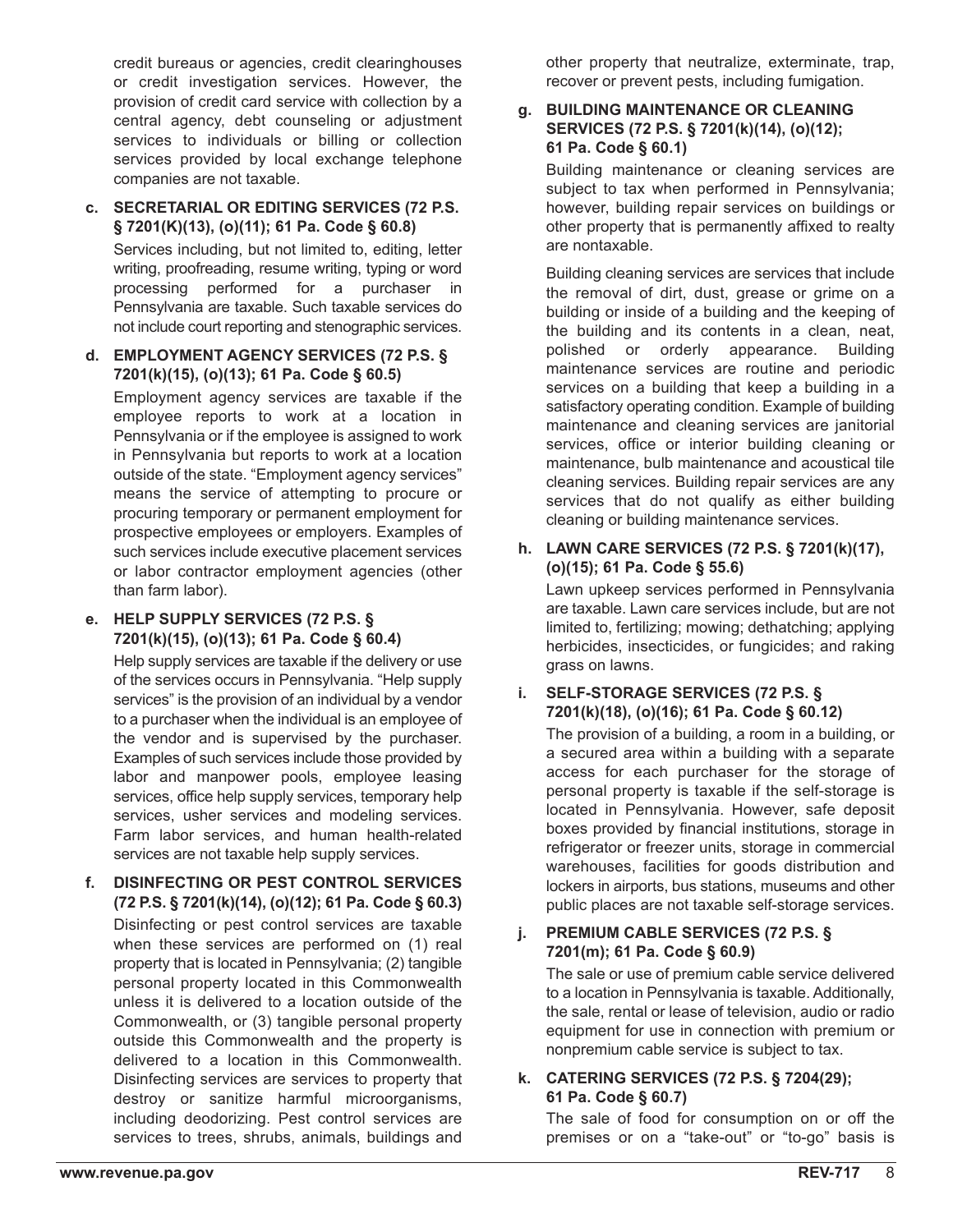credit bureaus or agencies, credit clearinghouses or credit investigation services. However, the provision of credit card service with collection by a central agency, debt counseling or adjustment services to individuals or billing or collection services provided by local exchange telephone companies are not taxable.

**c. SECRETARIAL OR EDITING SERVICES (72 P.S. § 7201(K)(13), (o)(11); 61 Pa. Code § 60.8)**

Services including, but not limited to, editing, letter writing, proofreading, resume writing, typing or word processing performed for a purchaser in Pennsylvania are taxable. Such taxable services do not include court reporting and stenographic services.

**d. EMPLOYMENT AGENCY SERVICES (72 P.S. § 7201(k)(15), (o)(13); 61 Pa. Code § 60.5)**

Employment agency services are taxable if the employee reports to work at a location in Pennsylvania or if the employee is assigned to work in Pennsylvania but reports to work at a location outside of the state. "Employment agency services" means the service of attempting to procure or procuring temporary or permanent employment for prospective employees or employers. Examples of such services include executive placement services or labor contractor employment agencies (other than farm labor).

**e. HELP SUPPLY SERVICES (72 P.S. § 7201(k)(15), (o)(13); 61 Pa. Code § 60.4)**

Help supply services are taxable if the delivery or use of the services occurs in Pennsylvania. "Help supply services" is the provision of an individual by a vendor to a purchaser when the individual is an employee of the vendor and is supervised by the purchaser. Examples of such services include those provided by labor and manpower pools, employee leasing services, office help supply services, temporary help services, usher services and modeling services. Farm labor services, and human health-related services are not taxable help supply services.

**f. DISINFECTING OR PEST CONTROL SERVICES (72 P.S. § 7201(k)(14), (o)(12); 61 Pa. Code § 60.3)**

Disinfecting or pest control services are taxable when these services are performed on (1) real property that is located in Pennsylvania; (2) tangible personal property located in this Commonwealth unless it is delivered to a location outside of the Commonwealth, or (3) tangible personal property outside this Commonwealth and the property is delivered to a location in this Commonwealth. Disinfecting services are services to property that destroy or sanitize harmful microorganisms, including deodorizing. Pest control services are services to trees, shrubs, animals, buildings and other property that neutralize, exterminate, trap, recover or prevent pests, including fumigation.

**g. BUILDING MAINTENANCE OR CLEANING SERVICES (72 P.S. § 7201(k)(14), (o)(12); 61 Pa. Code § 60.1)**

Building maintenance or cleaning services are subject to tax when performed in Pennsylvania; however, building repair services on buildings or other property that is permanently affixed to realty are nontaxable.

Building cleaning services are services that include the removal of dirt, dust, grease or grime on a building or inside of a building and the keeping of the building and its contents in a clean, neat, polished or orderly appearance. Building maintenance services are routine and periodic services on a building that keep a building in a satisfactory operating condition. Example of building maintenance and cleaning services are janitorial services, office or interior building cleaning or maintenance, bulb maintenance and acoustical tile cleaning services. Building repair services are any services that do not qualify as either building cleaning or building maintenance services.

**h. LAWN CARE SERVICES (72 P.S. § 7201(k)(17), (o)(15); 61 Pa. Code § 55.6)**

Lawn upkeep services performed in Pennsylvania are taxable. Lawn care services include, but are not limited to, fertilizing; mowing; dethatching; applying herbicides, insecticides, or fungicides; and raking grass on lawns.

**i. SELF-STORAGE SERVICES (72 P.S. § 7201(k)(18), (o)(16); 61 Pa. Code § 60.12)**

The provision of a building, a room in a building, or a secured area within a building with a separate access for each purchaser for the storage of personal property is taxable if the self-storage is located in Pennsylvania. However, safe deposit boxes provided by financial institutions, storage in refrigerator or freezer units, storage in commercial warehouses, facilities for goods distribution and lockers in airports, bus stations, museums and other public places are not taxable self-storage services.

**j. PREMIUM CABLE SERVICES (72 P.S. § 7201(m); 61 Pa. Code § 60.9)**

The sale or use of premium cable service delivered to a location in Pennsylvania is taxable. Additionally, the sale, rental or lease of television, audio or radio equipment for use in connection with premium or nonpremium cable service is subject to tax.

**k. CATERING SERVICES (72 P.S. § 7204(29); 61 Pa. Code § 60.7)**

The sale of food for consumption on or off the premises or on a "take-out" or "to-go" basis is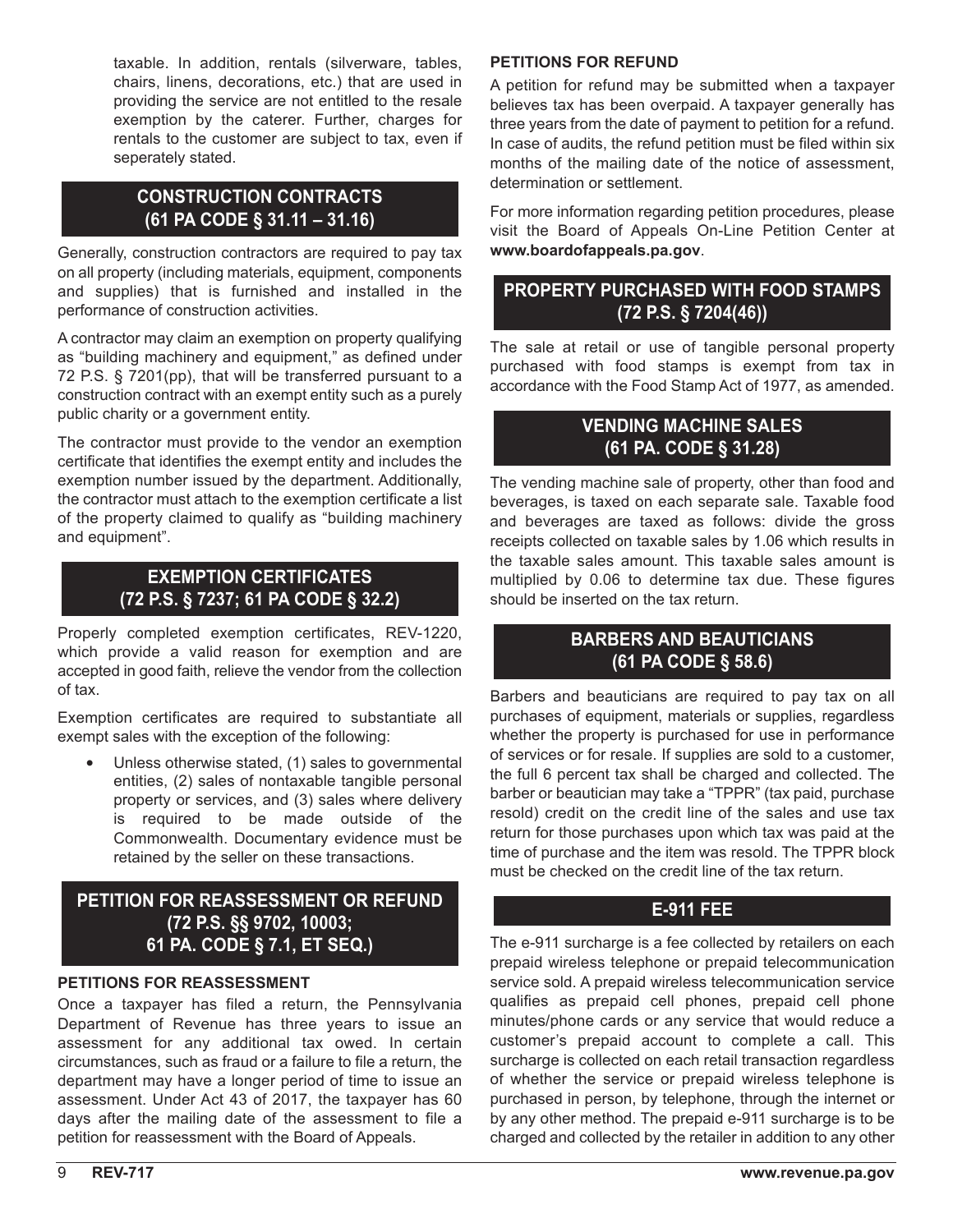taxable. In addition, rentals (silverware, tables, chairs, linens, decorations, etc.) that are used in providing the service are not entitled to the resale exemption by the caterer. Further, charges for rentals to the customer are subject to tax, even if seperately stated.

## CONSTRUCTION CONTRACTS (61 PA CODE § 31.11 – 31.16)

Generally, construction contractors are required to pay tax on all property (including materials, equipment, components and supplies) that is furnished and installed in the performance of construction activities.

A contractor may claim an exemption on property qualifying as "building machinery and equipment," as defined under 72 P.S. § 7201(pp), that will be transferred pursuant to a construction contract with an exempt entity such as a purely public charity or a government entity.

The contractor must provide to the vendor an exemption certificate that identifies the exempt entity and includes the exemption number issued by the department. Additionally, the contractor must attach to the exemption certificate a list of the property claimed to qualify as "building machinery and equipment".

## EXEMPTION CERTIFICATES (72 P.S. § 7237; 61 PA CODE § 32.2)

Properly completed exemption certificates, REV-1220, which provide a valid reason for exemption and are accepted in good faith, relieve the vendor from the collection of tax.

Exemption certificates are required to substantiate all exempt sales with the exception of the following:

- Unless otherwise stated, (1) sales to governmental entities, (2) sales of nontaxable tangible personal property or services, and (3) sales where delivery is required to be made outside of the Commonwealth. Documentary evidence must be retained by the seller on these transactions.

## PETITION FOR REASSESSMENT OR REFUND (72 P.S. §§ 9702, 10003; 61 PA. CODE § 7.1, ET SEQ.)

**PETITIONS FOR REASSESSMENT**

Once a taxpayer has filed a return, the Pennsylvania Department of Revenue has three years to issue an assessment for any additional tax owed. In certain circumstances, such as fraud or a failure to file a return, the department may have a longer period of time to issue an assessment. Under Act 43 of 2017, the taxpayer has 60 days after the mailing date of the assessment to file a petition for reassessment with the Board of Appeals.

**PETITIONS FOR REFUND**

A petition for refund may be submitted when a taxpayer believes tax has been overpaid. A taxpayer generally has three years from the date of payment to petition for a refund. In case of audits, the refund petition must be filed within six months of the mailing date of the notice of assessment, determination or settlement.

For more information regarding petition procedures, please visit the Board of Appeals On-Line Petition Center at **www.boardofappeals.pa.gov**.

## PROPERTY PURCHASED WITH FOOD STAMPS (72 P.S. § 7204(46))

The sale at retail or use of tangible personal property purchased with food stamps is exempt from tax in accordance with the Food Stamp Act of 1977, as amended.

## VENDING MACHINE SALES (61 PA. CODE § 31.28)

The vending machine sale of property, other than food and beverages, is taxed on each separate sale. Taxable food and beverages are taxed as follows: divide the gross receipts collected on taxable sales by 1.06 which results in the taxable sales amount. This taxable sales amount is multiplied by 0.06 to determine tax due. These figures should be inserted on the tax return.

## BARBERS AND BEAUTICIANS (61 PA CODE § 58.6)

Barbers and beauticians are required to pay tax on all purchases of equipment, materials or supplies, regardless whether the property is purchased for use in performance of services or for resale. If supplies are sold to a customer, the full 6 percent tax shall be charged and collected. The barber or beautician may take a "TPPR" (tax paid, purchase resold) credit on the credit line of the sales and use tax return for those purchases upon which tax was paid at the time of purchase and the item was resold. The TPPR block must be checked on the credit line of the tax return.

## E-911 FEE

The e-911 surcharge is a fee collected by retailers on each prepaid wireless telephone or prepaid telecommunication service sold. A prepaid wireless telecommunication service qualifies as prepaid cell phones, prepaid cell phone minutes/phone cards or any service that would reduce a customer's prepaid account to complete a call. This surcharge is collected on each retail transaction regardless of whether the service or prepaid wireless telephone is purchased in person, by telephone, through the internet or by any other method. The prepaid e-911 surcharge is to be charged and collected by the retailer in addition to any other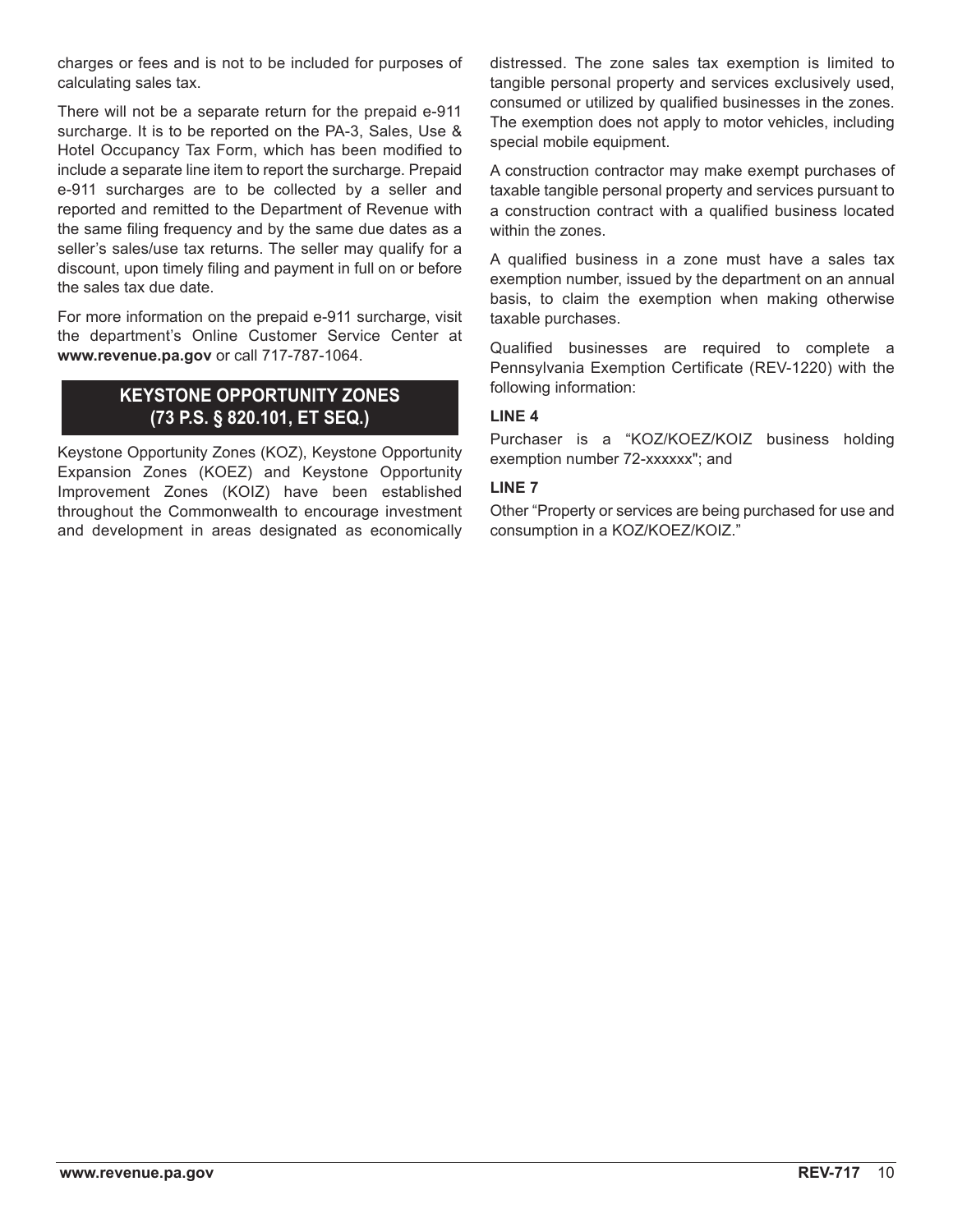charges or fees and is not to be included for purposes of calculating sales tax.

There will not be a separate return for the prepaid e-911 surcharge. It is to be reported on the PA-3, Sales, Use & Hotel Occupancy Tax Form, which has been modified to include a separate line item to report the surcharge. Prepaid e-911 surcharges are to be collected by a seller and reported and remitted to the Department of Revenue with the same filing frequency and by the same due dates as a seller's sales/use tax returns. The seller may qualify for a discount, upon timely filing and payment in full on or before the sales tax due date.

For more information on the prepaid e-911 surcharge, visit the department's Online Customer Service Center at **www.revenue.pa.gov** or call 717-787-1064.

## KEYSTONE OPPORTUNITY ZONES (73 P.S. § 820.101, ET SEQ.)

Keystone Opportunity Zones (KOZ), Keystone Opportunity Expansion Zones (KOEZ) and Keystone Opportunity Improvement Zones (KOIZ) have been established throughout the Commonwealth to encourage investment and development in areas designated as economically distressed. The zone sales tax exemption is limited to tangible personal property and services exclusively used, consumed or utilized by qualified businesses in the zones. The exemption does not apply to motor vehicles, including special mobile equipment.

A construction contractor may make exempt purchases of taxable tangible personal property and services pursuant to a construction contract with a qualified business located within the zones.

A qualified business in a zone must have a sales tax exemption number, issued by the department on an annual basis, to claim the exemption when making otherwise taxable purchases.

Qualified businesses are required to complete a Pennsylvania Exemption Certificate (REV-1220) with the following information:

**LINE 4**

Purchaser is a "KOZ/KOEZ/KOIZ business holding exemption number 72-xxxxxx"; and

**LINE 7**

Other "Property or services are being purchased for use and consumption in a KOZ/KOEZ/KOIZ."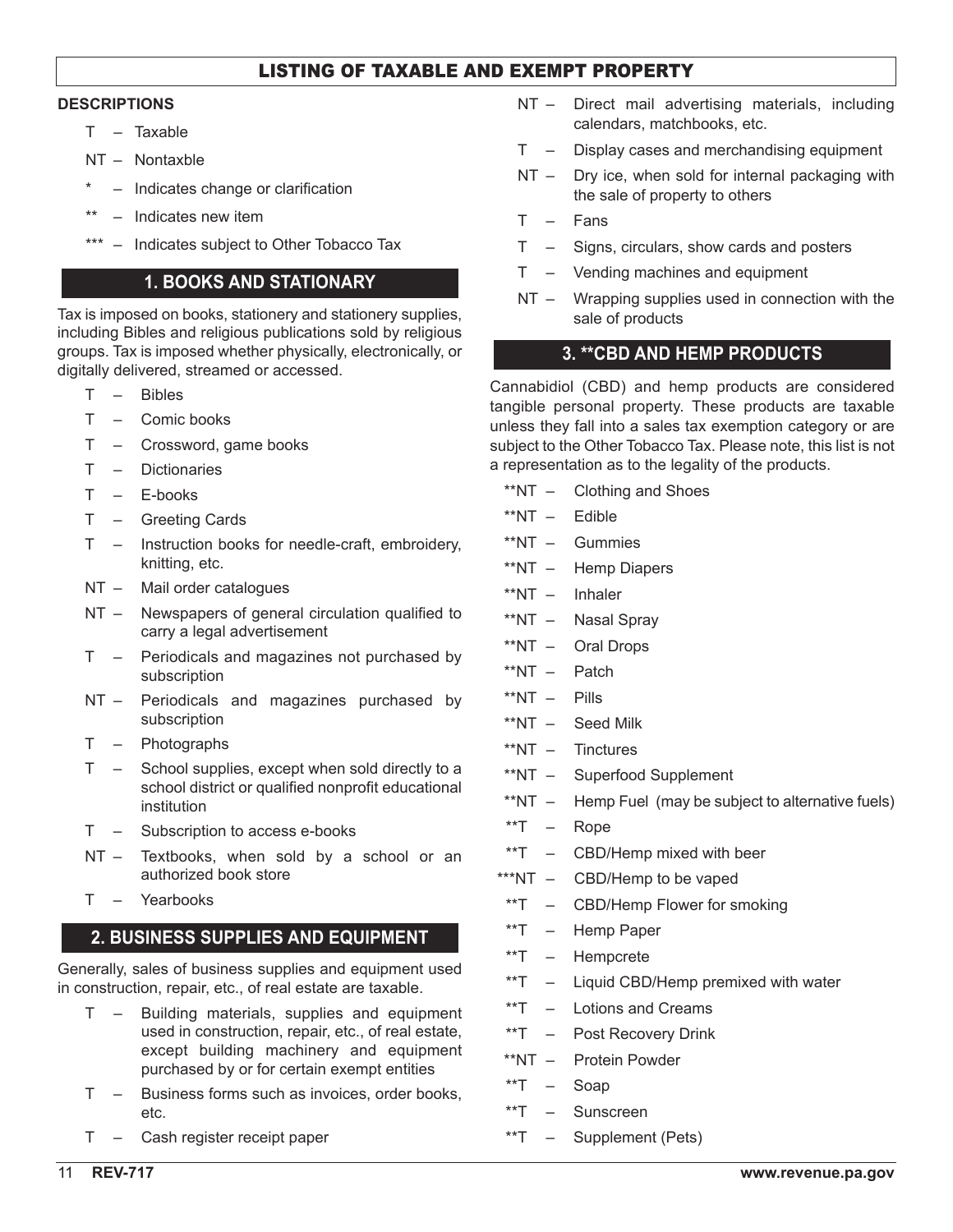# LISTING OF TAXABLE AND EXEMPT PROPERTY

**DESCRIPTIONS**

- T – Taxable
- NT – Nontaxble
- * – Indicates change or clarification
- ** – Indicates new item
- *** – Indicates subject to Other Tobacco Tax

## 1. BOOKS AND STATIONARY

Tax is imposed on books, stationery and stationery supplies, including Bibles and religious publications sold by religious groups. Tax is imposed whether physically, electronically, or digitally delivered, streamed or accessed.

- T – Bibles
- T – Comic books
- T – Crossword, game books
- T – Dictionaries
- T – E-books
- T – Greeting Cards
- T – Instruction books for needle-craft, embroidery, knitting, etc.
- NT – Mail order catalogues
- NT – Newspapers of general circulation qualified to carry a legal advertisement
- T – Periodicals and magazines not purchased by subscription
- NT – Periodicals and magazines purchased by subscription
- T – Photographs
- T – School supplies, except when sold directly to a school district or qualified nonprofit educational institution
- T – Subscription to access e-books
- NT – Textbooks, when sold by a school or an authorized book store
- T – Yearbooks

## 2. BUSINESS SUPPLIES AND EQUIPMENT

Generally, sales of business supplies and equipment used in construction, repair, etc., of real estate are taxable.

- T – Building materials, supplies and equipment used in construction, repair, etc., of real estate, except building machinery and equipment purchased by or for certain exempt entities
- T – Business forms such as invoices, order books, etc.
- T – Cash register receipt paper
- NT – Direct mail advertising materials, including calendars, matchbooks, etc.
- T – Display cases and merchandising equipment
- NT – Dry ice, when sold for internal packaging with the sale of property to others
- T – Fans
- T – Signs, circulars, show cards and posters
- T – Vending machines and equipment
- NT – Wrapping supplies used in connection with the sale of products

## 3. **CBD AND HEMP PRODUCTS

Cannabidiol (CBD) and hemp products are considered tangible personal property. These products are taxable unless they fall into a sales tax exemption category or are subject to the Other Tobacco Tax. Please note, this list is not a representation as to the legality of the products.

- **NT – Clothing and Shoes
- **NT – Edible
- **NT – Gummies
- **NT – Hemp Diapers
- **NT – Inhaler
- **NT – Nasal Spray
- **NT – Oral Drops
- **NT – Patch
- **NT – Pills
- **NT – Seed Milk
- **NT – Tinctures
- **NT – Superfood Supplement
- **NT – Hemp Fuel (may be subject to alternative fuels)
- **T – Rope
- **T – CBD/Hemp mixed with beer
- ***NT – CBD/Hemp to be vaped
- **T – CBD/Hemp Flower for smoking
- **T – Hemp Paper
- **T – Hempcrete
- **T – Liquid CBD/Hemp premixed with water
- **T – Lotions and Creams
- **T – Post Recovery Drink
- **NT – Protein Powder
- **T – Soap
- **T – Sunscreen
- **T – Supplement (Pets)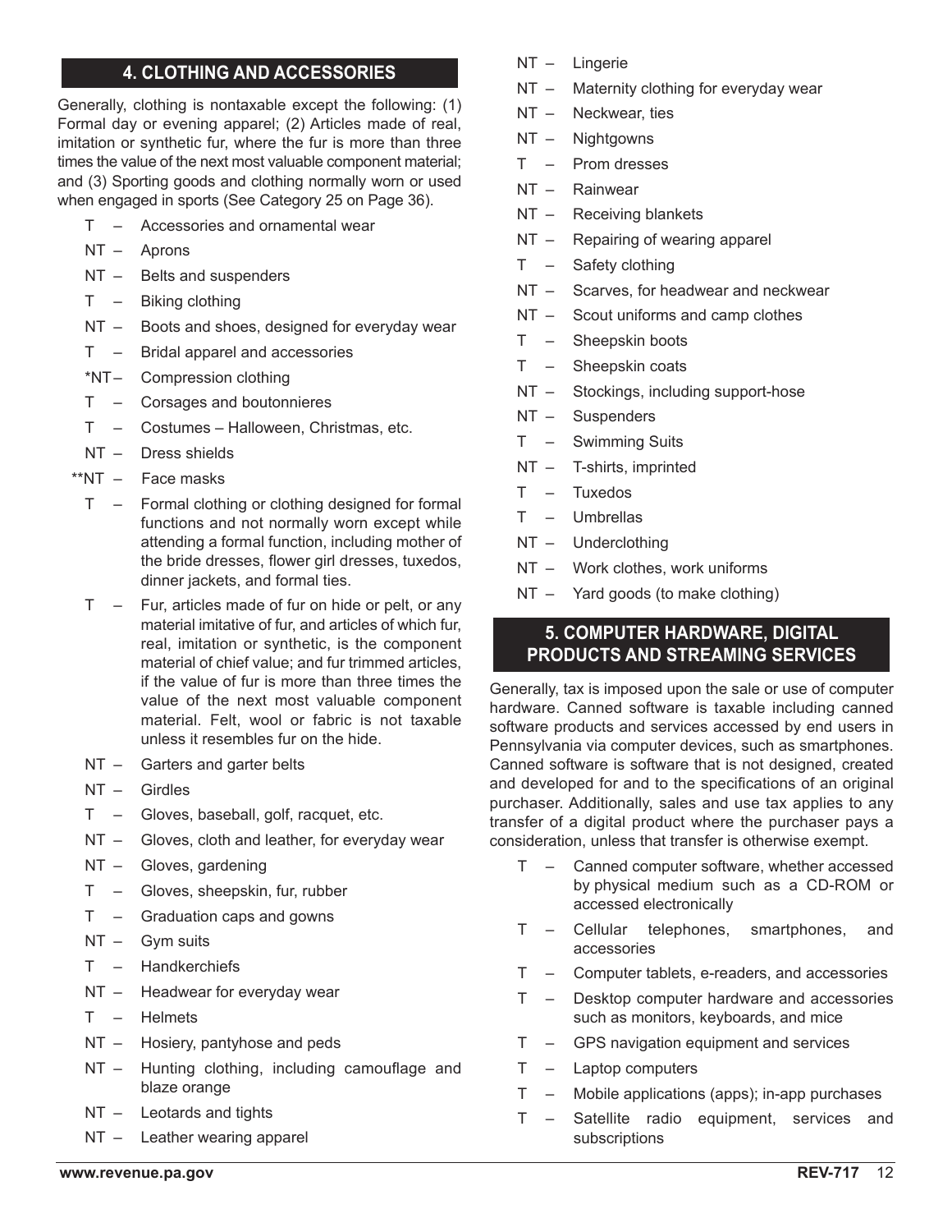## 4. CLOTHING AND ACCESSORIES

Generally, clothing is nontaxable except the following: (1) Formal day or evening apparel; (2) Articles made of real, imitation or synthetic fur, where the fur is more than three times the value of the next most valuable component material; and (3) Sporting goods and clothing normally worn or used when engaged in sports (See Category 25 on Page 36).

- T – Accessories and ornamental wear
- NT – Aprons
- NT – Belts and suspenders
- T – Biking clothing
- NT – Boots and shoes, designed for everyday wear
- T – Bridal apparel and accessories
- *NT – Compression clothing
- T – Corsages and boutonnieres
- T – Costumes – Halloween, Christmas, etc.
- NT – Dress shields
- **NT – Face masks
- T – Formal clothing or clothing designed for formal functions and not normally worn except while attending a formal function, including mother of the bride dresses, flower girl dresses, tuxedos, dinner jackets, and formal ties.
- T – Fur, articles made of fur on hide or pelt, or any material imitative of fur, and articles of which fur, real, imitation or synthetic, is the component material of chief value; and fur trimmed articles, if the value of fur is more than three times the value of the next most valuable component material. Felt, wool or fabric is not taxable unless it resembles fur on the hide.
- NT – Garters and garter belts
- NT – Girdles
- T – Gloves, baseball, golf, racquet, etc.
- NT – Gloves, cloth and leather, for everyday wear
- NT – Gloves, gardening
- T – Gloves, sheepskin, fur, rubber
- T – Graduation caps and gowns
- NT – Gym suits
- T – Handkerchiefs
- NT – Headwear for everyday wear
- T – Helmets
- NT – Hosiery, pantyhose and peds
- NT – Hunting clothing, including camouflage and blaze orange
- NT – Leotards and tights
- NT – Leather wearing apparel
- NT – Lingerie
- NT – Maternity clothing for everyday wear
- NT – Neckwear, ties
- NT – Nightgowns
- T – Prom dresses
- NT – Rainwear
- NT – Receiving blankets
- NT – Repairing of wearing apparel
- T – Safety clothing
- NT – Scarves, for headwear and neckwear
- NT – Scout uniforms and camp clothes
- T – Sheepskin boots
- T – Sheepskin coats
- NT – Stockings, including support-hose
- NT – Suspenders
- T – Swimming Suits
- NT – T-shirts, imprinted
- T – Tuxedos
- T – Umbrellas
- NT – Underclothing
- NT – Work clothes, work uniforms
- NT – Yard goods (to make clothing)

## 5. COMPUTER HARDWARE, DIGITAL PRODUCTS AND STREAMING SERVICES

Generally, tax is imposed upon the sale or use of computer hardware. Canned software is taxable including canned software products and services accessed by end users in Pennsylvania via computer devices, such as smartphones. Canned software is software that is not designed, created and developed for and to the specifications of an original purchaser. Additionally, sales and use tax applies to any transfer of a digital product where the purchaser pays a consideration, unless that transfer is otherwise exempt.

- T – Canned computer software, whether accessed by physical medium such as a CD-ROM or accessed electronically
- T – Cellular telephones, smartphones, and accessories
- T – Computer tablets, e-readers, and accessories
- T – Desktop computer hardware and accessories such as monitors, keyboards, and mice
- T – GPS navigation equipment and services
- T – Laptop computers
- T – Mobile applications (apps); in-app purchases
- T – Satellite radio equipment, services and subscriptions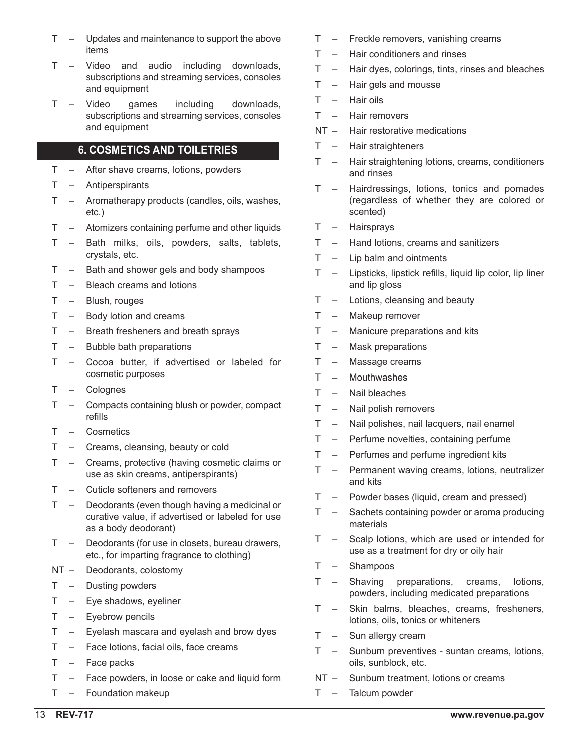- T – Updates and maintenance to support the above items
- T – Video and audio including downloads, subscriptions and streaming services, consoles and equipment
- T – Video games including downloads, subscriptions and streaming services, consoles and equipment

## 6. COSMETICS AND TOILETRIES

- T – After shave creams, lotions, powders
- T – Antiperspirants
- T – Aromatherapy products (candles, oils, washes, etc.)
- T – Atomizers containing perfume and other liquids
- T – Bath milks, oils, powders, salts, tablets, crystals, etc.
- T – Bath and shower gels and body shampoos
- T – Bleach creams and lotions
- T – Blush, rouges
- T – Body lotion and creams
- T – Breath fresheners and breath sprays
- T – Bubble bath preparations
- T – Cocoa butter, if advertised or labeled for cosmetic purposes
- T – Colognes
- T – Compacts containing blush or powder, compact refills
- T – Cosmetics
- T – Creams, cleansing, beauty or cold
- T – Creams, protective (having cosmetic claims or use as skin creams, antiperspirants)
- T – Cuticle softeners and removers
- T – Deodorants (even though having a medicinal or curative value, if advertised or labeled for use as a body deodorant)
- T – Deodorants (for use in closets, bureau drawers, etc., for imparting fragrance to clothing)
- NT – Deodorants, colostomy
- T – Dusting powders
- T – Eye shadows, eyeliner
- T – Eyebrow pencils
- T – Eyelash mascara and eyelash and brow dyes
- T – Face lotions, facial oils, face creams
- T – Face packs
- T – Face powders, in loose or cake and liquid form
- T – Foundation makeup
- T – Freckle removers, vanishing creams
- T – Hair conditioners and rinses
- T – Hair dyes, colorings, tints, rinses and bleaches
- T – Hair gels and mousse
- T – Hair oils
- T – Hair removers
- NT – Hair restorative medications
- T – Hair straighteners
- T – Hair straightening lotions, creams, conditioners and rinses
- T – Hairdressings, lotions, tonics and pomades (regardless of whether they are colored or scented)
- T – Hairsprays
- T – Hand lotions, creams and sanitizers
- T – Lip balm and ointments
- T – Lipsticks, lipstick refills, liquid lip color, lip liner and lip gloss
- T – Lotions, cleansing and beauty
- T – Makeup remover
- T – Manicure preparations and kits
- T – Mask preparations
- T – Massage creams
- T – Mouthwashes
- T – Nail bleaches
- T – Nail polish removers
- T – Nail polishes, nail lacquers, nail enamel
- T – Perfume novelties, containing perfume
- T – Perfumes and perfume ingredient kits
- T – Permanent waving creams, lotions, neutralizer and kits
- T – Powder bases (liquid, cream and pressed)
- T – Sachets containing powder or aroma producing materials
- T – Scalp lotions, which are used or intended for use as a treatment for dry or oily hair
- T – Shampoos
- T – Shaving preparations, creams, lotions, powders, including medicated preparations
- T – Skin balms, bleaches, creams, fresheners, lotions, oils, tonics or whiteners
- T – Sun allergy cream
- T – Sunburn preventives - suntan creams, lotions, oils, sunblock, etc.
- NT – Sunburn treatment, lotions or creams
- T – Talcum powder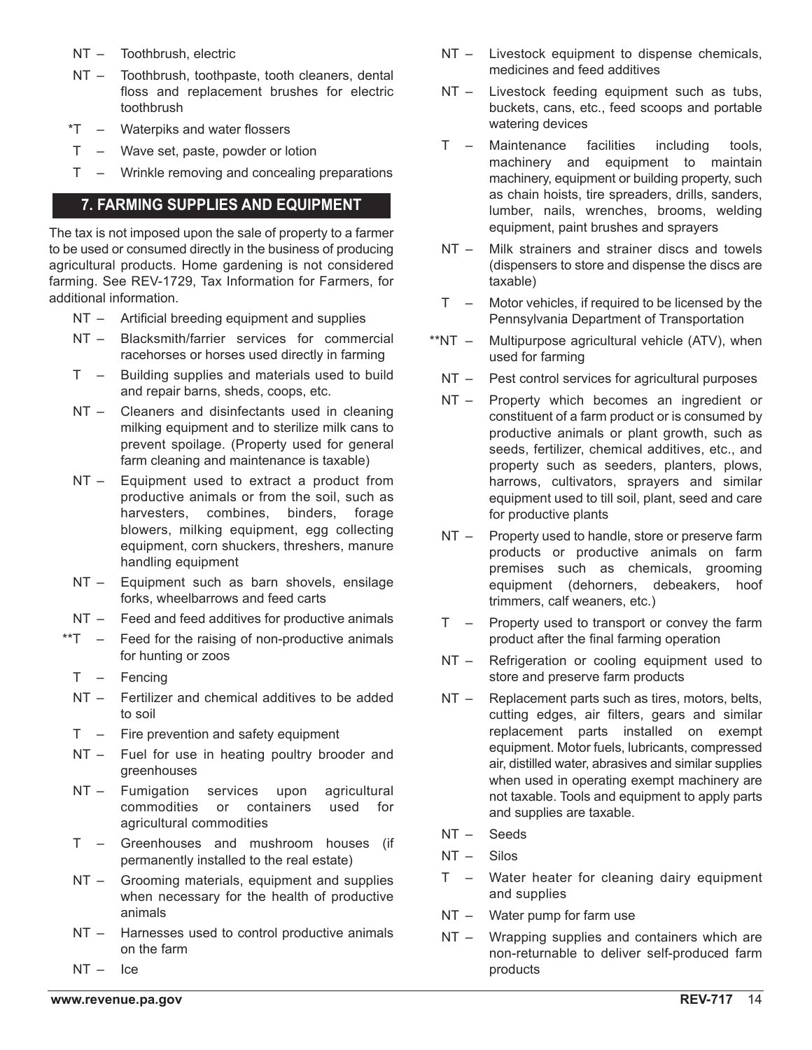NT – Toothbrush, electric

NT – Toothbrush, toothpaste, tooth cleaners, dental floss and replacement brushes for electric toothbrush

*T – Waterpiks and water flossers

T – Wave set, paste, powder or lotion

T – Wrinkle removing and concealing preparations

## 7. FARMING SUPPLIES AND EQUIPMENT

The tax is not imposed upon the sale of property to a farmer to be used or consumed directly in the business of producing agricultural products. Home gardening is not considered farming. See REV-1729, Tax Information for Farmers, for additional information.

NT – Artificial breeding equipment and supplies

NT – Blacksmith/farrier services for commercial racehorses or horses used directly in farming

T – Building supplies and materials used to build and repair barns, sheds, coops, etc.

NT – Cleaners and disinfectants used in cleaning milking equipment and to sterilize milk cans to prevent spoilage. (Property used for general farm cleaning and maintenance is taxable)

NT – Equipment used to extract a product from productive animals or from the soil, such as harvesters, combines, binders, forage blowers, milking equipment, egg collecting equipment, corn shuckers, threshers, manure handling equipment

NT – Equipment such as barn shovels, ensilage forks, wheelbarrows and feed carts

NT – Feed and feed additives for productive animals

**T – Feed for the raising of non-productive animals for hunting or zoos

T – Fencing

NT – Fertilizer and chemical additives to be added to soil

T – Fire prevention and safety equipment

NT – Fuel for use in heating poultry brooder and greenhouses

NT – Fumigation services upon agricultural commodities or containers used for agricultural commodities

T – Greenhouses and mushroom houses (if permanently installed to the real estate)

NT – Grooming materials, equipment and supplies when necessary for the health of productive animals

NT – Harnesses used to control productive animals on the farm

NT – Ice

NT – Livestock equipment to dispense chemicals, medicines and feed additives

NT – Livestock feeding equipment such as tubs, buckets, cans, etc., feed scoops and portable watering devices

T – Maintenance facilities including tools, machinery and equipment to maintain machinery, equipment or building property, such as chain hoists, tire spreaders, drills, sanders, lumber, nails, wrenches, brooms, welding equipment, paint brushes and sprayers

NT – Milk strainers and strainer discs and towels (dispensers to store and dispense the discs are taxable)

T – Motor vehicles, if required to be licensed by the Pennsylvania Department of Transportation

**NT – Multipurpose agricultural vehicle (ATV), when used for farming

NT – Pest control services for agricultural purposes

NT – Property which becomes an ingredient or constituent of a farm product or is consumed by productive animals or plant growth, such as seeds, fertilizer, chemical additives, etc., and property such as seeders, planters, plows, harrows, cultivators, sprayers and similar equipment used to till soil, plant, seed and care for productive plants

NT – Property used to handle, store or preserve farm products or productive animals on farm premises such as chemicals, grooming equipment (dehorners, debeakers, hoof trimmers, calf weaners, etc.)

T – Property used to transport or convey the farm product after the final farming operation

NT – Refrigeration or cooling equipment used to store and preserve farm products

NT – Replacement parts such as tires, motors, belts, cutting edges, air filters, gears and similar replacement parts installed on exempt equipment. Motor fuels, lubricants, compressed air, distilled water, abrasives and similar supplies when used in operating exempt machinery are not taxable. Tools and equipment to apply parts and supplies are taxable.

NT – Seeds

NT – Silos

T – Water heater for cleaning dairy equipment and supplies

NT – Water pump for farm use

NT – Wrapping supplies and containers which are non-returnable to deliver self-produced farm products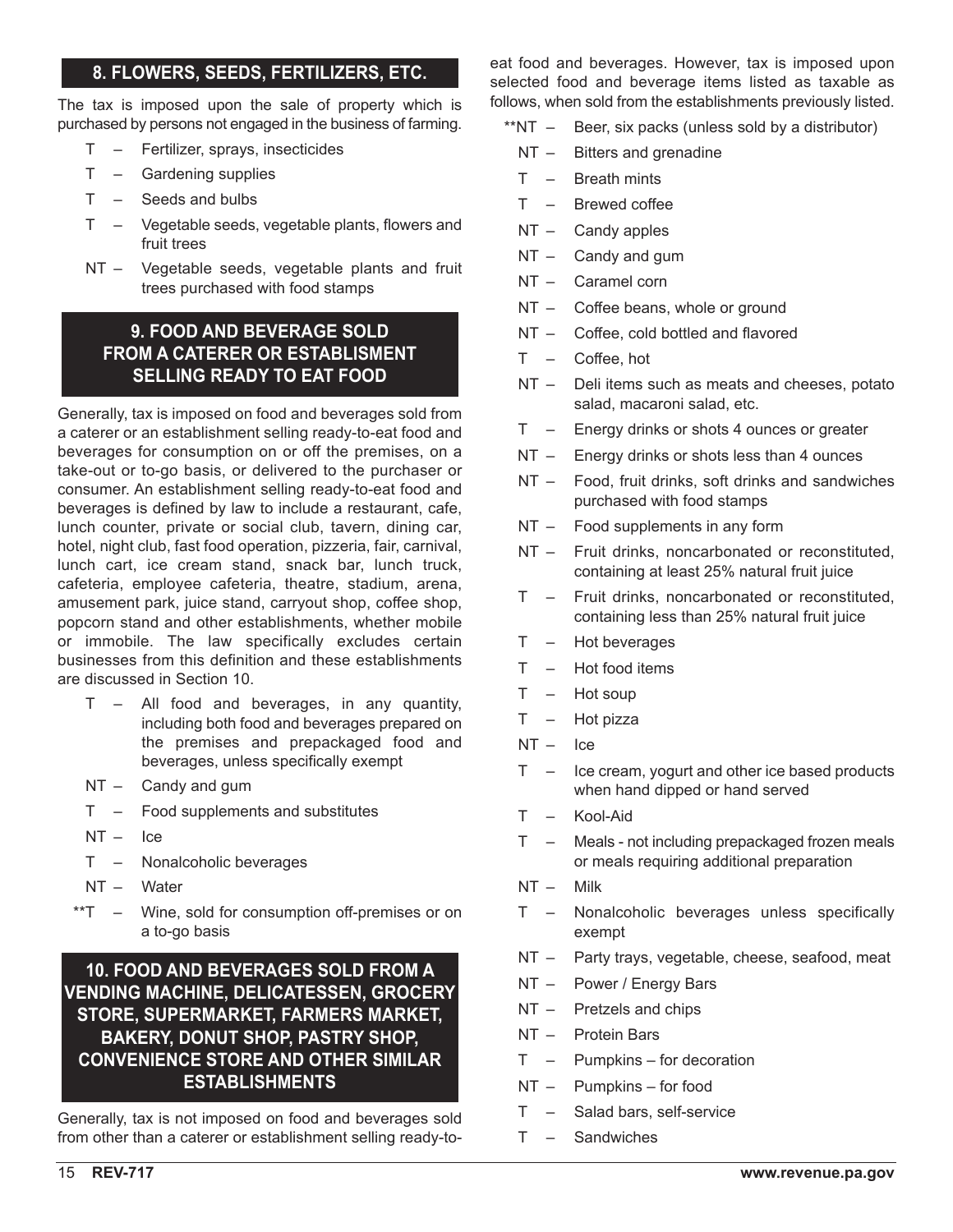## 8. FLOWERS, SEEDS, FERTILIZERS, ETC.

The tax is imposed upon the sale of property which is purchased by persons not engaged in the business of farming.

- T – Fertilizer, sprays, insecticides
- T – Gardening supplies
- T – Seeds and bulbs
- T – Vegetable seeds, vegetable plants, flowers and fruit trees
- NT – Vegetable seeds, vegetable plants and fruit trees purchased with food stamps

## 9. FOOD AND BEVERAGE SOLD FROM A CATERER OR ESTABLISMENT SELLING READY TO EAT FOOD

Generally, tax is imposed on food and beverages sold from a caterer or an establishment selling ready-to-eat food and beverages for consumption on or off the premises, on a take-out or to-go basis, or delivered to the purchaser or consumer. An establishment selling ready-to-eat food and beverages is defined by law to include a restaurant, cafe, lunch counter, private or social club, tavern, dining car, hotel, night club, fast food operation, pizzeria, fair, carnival, lunch cart, ice cream stand, snack bar, lunch truck, cafeteria, employee cafeteria, theatre, stadium, arena, amusement park, juice stand, carryout shop, coffee shop, popcorn stand and other establishments, whether mobile or immobile. The law specifically excludes certain businesses from this definition and these establishments are discussed in Section 10.

- T – All food and beverages, in any quantity, including both food and beverages prepared on the premises and prepackaged food and beverages, unless specifically exempt
- NT – Candy and gum
- T – Food supplements and substitutes
- NT – Ice
- T – Nonalcoholic beverages
- NT – Water
- **T – Wine, sold for consumption off-premises or on a to-go basis

## 10. FOOD AND BEVERAGES SOLD FROM A VENDING MACHINE, DELICATESSEN, GROCERY STORE, SUPERMARKET, FARMERS MARKET, BAKERY, DONUT SHOP, PASTRY SHOP, CONVENIENCE STORE AND OTHER SIMILAR ESTABLISHMENTS

Generally, tax is not imposed on food and beverages sold from other than a caterer or establishment selling ready-to-eat food and beverages. However, tax is imposed upon selected food and beverage items listed as taxable as follows, when sold from the establishments previously listed.

- **NT – Beer, six packs (unless sold by a distributor)
- NT – Bitters and grenadine
- T – Breath mints
- T – Brewed coffee
- NT – Candy apples
- NT – Candy and gum
- NT – Caramel corn
- NT – Coffee beans, whole or ground
- NT – Coffee, cold bottled and flavored
- T – Coffee, hot
- NT – Deli items such as meats and cheeses, potato salad, macaroni salad, etc.
- T – Energy drinks or shots 4 ounces or greater
- NT – Energy drinks or shots less than 4 ounces
- NT – Food, fruit drinks, soft drinks and sandwiches purchased with food stamps
- NT – Food supplements in any form
- NT – Fruit drinks, noncarbonated or reconstituted, containing at least 25% natural fruit juice
- T – Fruit drinks, noncarbonated or reconstituted, containing less than 25% natural fruit juice
- T – Hot beverages
- T – Hot food items
- T – Hot soup
- T – Hot pizza
- NT – Ice
- T – Ice cream, yogurt and other ice based products when hand dipped or hand served
- T – Kool-Aid
- T – Meals - not including prepackaged frozen meals or meals requiring additional preparation
- NT – Milk
- T – Nonalcoholic beverages unless specifically exempt
- NT – Party trays, vegetable, cheese, seafood, meat
- NT – Power / Energy Bars
- NT – Pretzels and chips
- NT – Protein Bars
- T – Pumpkins – for decoration
- NT – Pumpkins – for food
- T – Salad bars, self-service
- T – Sandwiches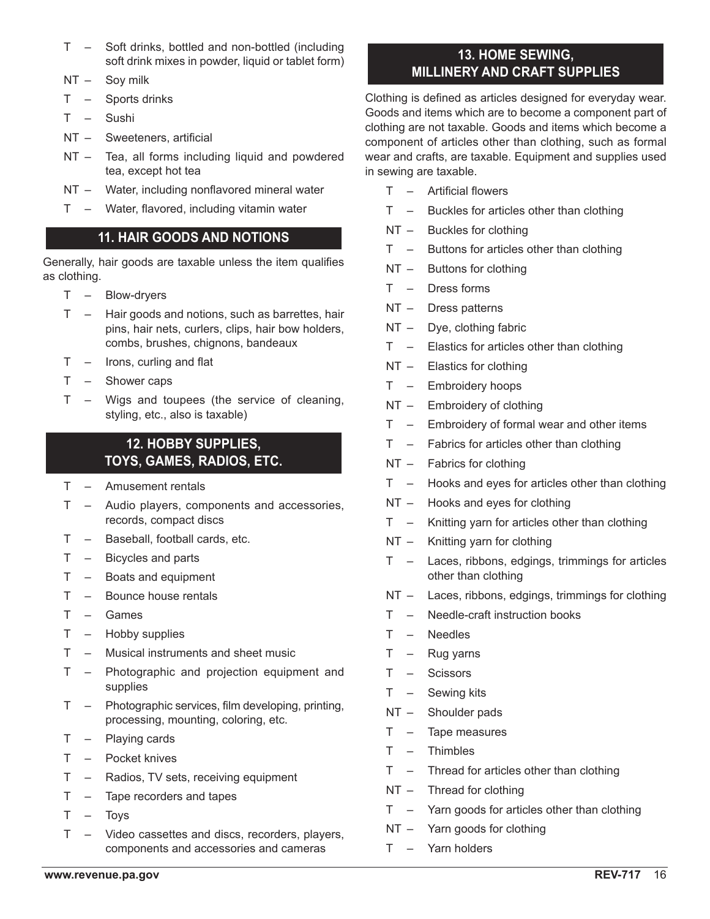- T – Soft drinks, bottled and non-bottled (including soft drink mixes in powder, liquid or tablet form)
- NT – Soy milk
- T – Sports drinks
- T – Sushi
- NT – Sweeteners, artificial
- NT – Tea, all forms including liquid and powdered tea, except hot tea
- NT – Water, including nonflavored mineral water
- T – Water, flavored, including vitamin water

## 11. HAIR GOODS AND NOTIONS

Generally, hair goods are taxable unless the item qualifies as clothing.

- T – Blow-dryers
- T – Hair goods and notions, such as barrettes, hair pins, hair nets, curlers, clips, hair bow holders, combs, brushes, chignons, bandeaux
- T – Irons, curling and flat
- T – Shower caps
- T – Wigs and toupees (the service of cleaning, styling, etc., also is taxable)

## 12. HOBBY SUPPLIES, TOYS, GAMES, RADIOS, ETC.

- T – Amusement rentals
- T – Audio players, components and accessories, records, compact discs
- T – Baseball, football cards, etc.
- T – Bicycles and parts
- T – Boats and equipment
- T – Bounce house rentals
- T – Games
- T – Hobby supplies
- T – Musical instruments and sheet music
- T – Photographic and projection equipment and supplies
- T – Photographic services, film developing, printing, processing, mounting, coloring, etc.
- T – Playing cards
- T – Pocket knives
- T – Radios, TV sets, receiving equipment
- T – Tape recorders and tapes
- T – Toys
- T – Video cassettes and discs, recorders, players, components and accessories and cameras

## 13. HOME SEWING, MILLINERY AND CRAFT SUPPLIES

Clothing is defined as articles designed for everyday wear. Goods and items which are to become a component part of clothing are not taxable. Goods and items which become a component of articles other than clothing, such as formal wear and crafts, are taxable. Equipment and supplies used in sewing are taxable.

- T – Artificial flowers
- T – Buckles for articles other than clothing
- NT – Buckles for clothing
- T – Buttons for articles other than clothing
- NT – Buttons for clothing
- T – Dress forms
- NT – Dress patterns
- NT – Dye, clothing fabric
- T – Elastics for articles other than clothing
- NT – Elastics for clothing
- T – Embroidery hoops
- NT – Embroidery of clothing
- T – Embroidery of formal wear and other items
- T – Fabrics for articles other than clothing
- NT – Fabrics for clothing
- T – Hooks and eyes for articles other than clothing
- NT – Hooks and eyes for clothing
- T – Knitting yarn for articles other than clothing
- NT – Knitting yarn for clothing
- T – Laces, ribbons, edgings, trimmings for articles other than clothing
- NT – Laces, ribbons, edgings, trimmings for clothing
- T – Needle-craft instruction books
- T – Needles
- T – Rug yarns
- T – Scissors
- T – Sewing kits
- NT – Shoulder pads
- T – Tape measures
- T – Thimbles
- T – Thread for articles other than clothing
- NT – Thread for clothing
- T – Yarn goods for articles other than clothing
- NT – Yarn goods for clothing
- T – Yarn holders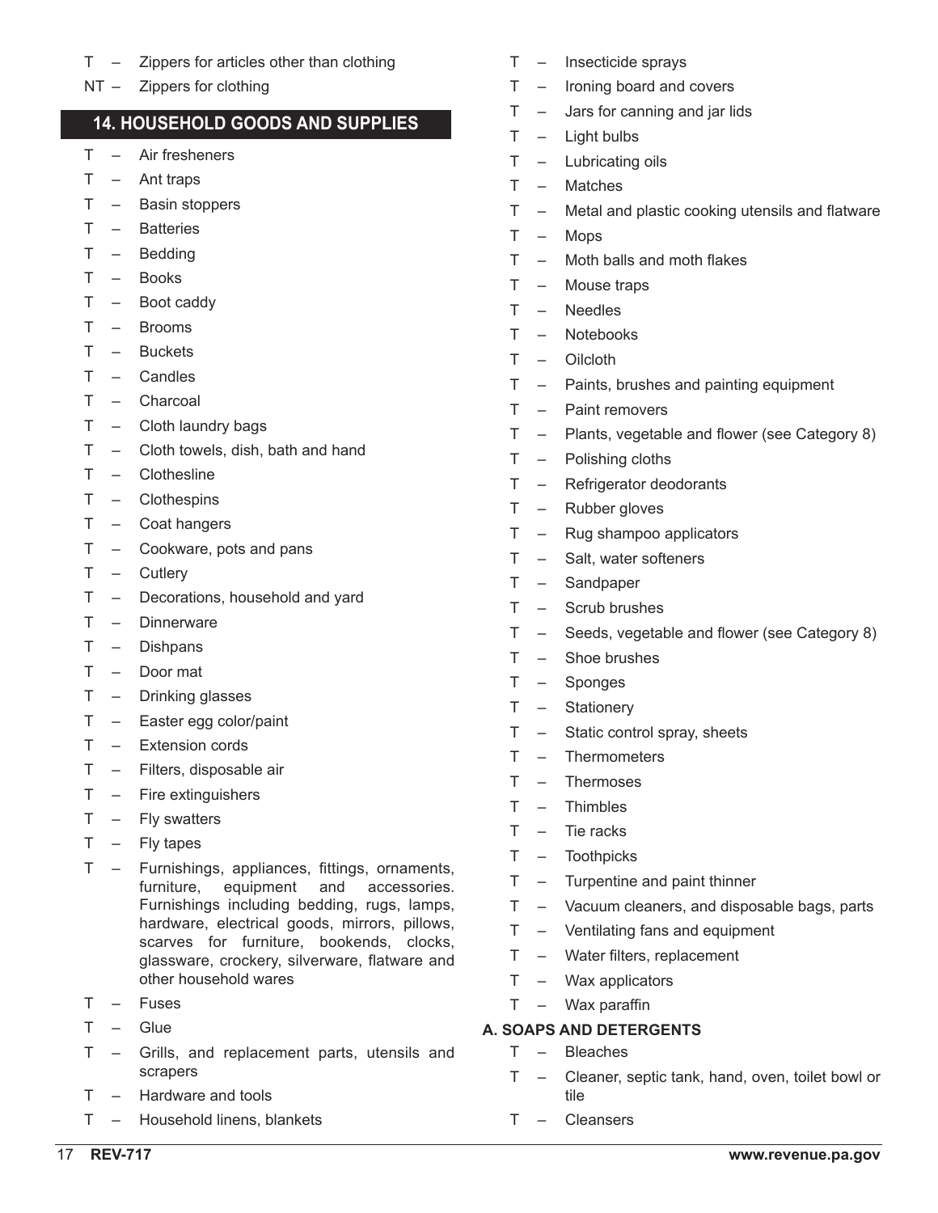T – Zippers for articles other than clothing

NT – Zippers for clothing

## 14. HOUSEHOLD GOODS AND SUPPLIES

T – Air fresheners

T – Ant traps

T – Basin stoppers

T – Batteries

T – Bedding

T – Books

T – Boot caddy

T – Brooms

T – Buckets

T – Candles

T – Charcoal

T – Cloth laundry bags

T – Cloth towels, dish, bath and hand

T – Clothesline

T – Clothespins

T – Coat hangers

T – Cookware, pots and pans

T – Cutlery

T – Decorations, household and yard

T – Dinnerware

T – Dishpans

T – Door mat

T – Drinking glasses

T – Easter egg color/paint

T – Extension cords

T – Filters, disposable air

T – Fire extinguishers

T – Fly swatters

T – Fly tapes

T – Furnishings, appliances, fittings, ornaments, furniture, equipment and accessories. Furnishings including bedding, rugs, lamps, hardware, electrical goods, mirrors, pillows, scarves for furniture, bookends, clocks, glassware, crockery, silverware, flatware and other household wares

T – Fuses

T – Glue

T – Grills, and replacement parts, utensils and scrapers

T – Hardware and tools

T – Household linens, blankets

T – Insecticide sprays

T – Ironing board and covers

T – Jars for canning and jar lids

T – Light bulbs

T – Lubricating oils

T – Matches

T – Metal and plastic cooking utensils and flatware

T – Mops

T – Moth balls and moth flakes

T – Mouse traps

T – Needles

T – Notebooks

T – Oilcloth

T – Paints, brushes and painting equipment

T – Paint removers

T – Plants, vegetable and flower (see Category 8)

T – Polishing cloths

T – Refrigerator deodorants

T – Rubber gloves

T – Rug shampoo applicators

T – Salt, water softeners

T – Sandpaper

T – Scrub brushes

T – Seeds, vegetable and flower (see Category 8)

T – Shoe brushes

T – Sponges

T – Stationery

T – Static control spray, sheets

T – Thermometers

T – Thermoses

T – Thimbles

T – Tie racks

T – Toothpicks

T – Turpentine and paint thinner

T – Vacuum cleaners, and disposable bags, parts

T – Ventilating fans and equipment

T – Water filters, replacement

T – Wax applicators

T – Wax paraffin

**A. SOAPS AND DETERGENTS**

T – Bleaches

T – Cleaner, septic tank, hand, oven, toilet bowl or tile

T – Cleansers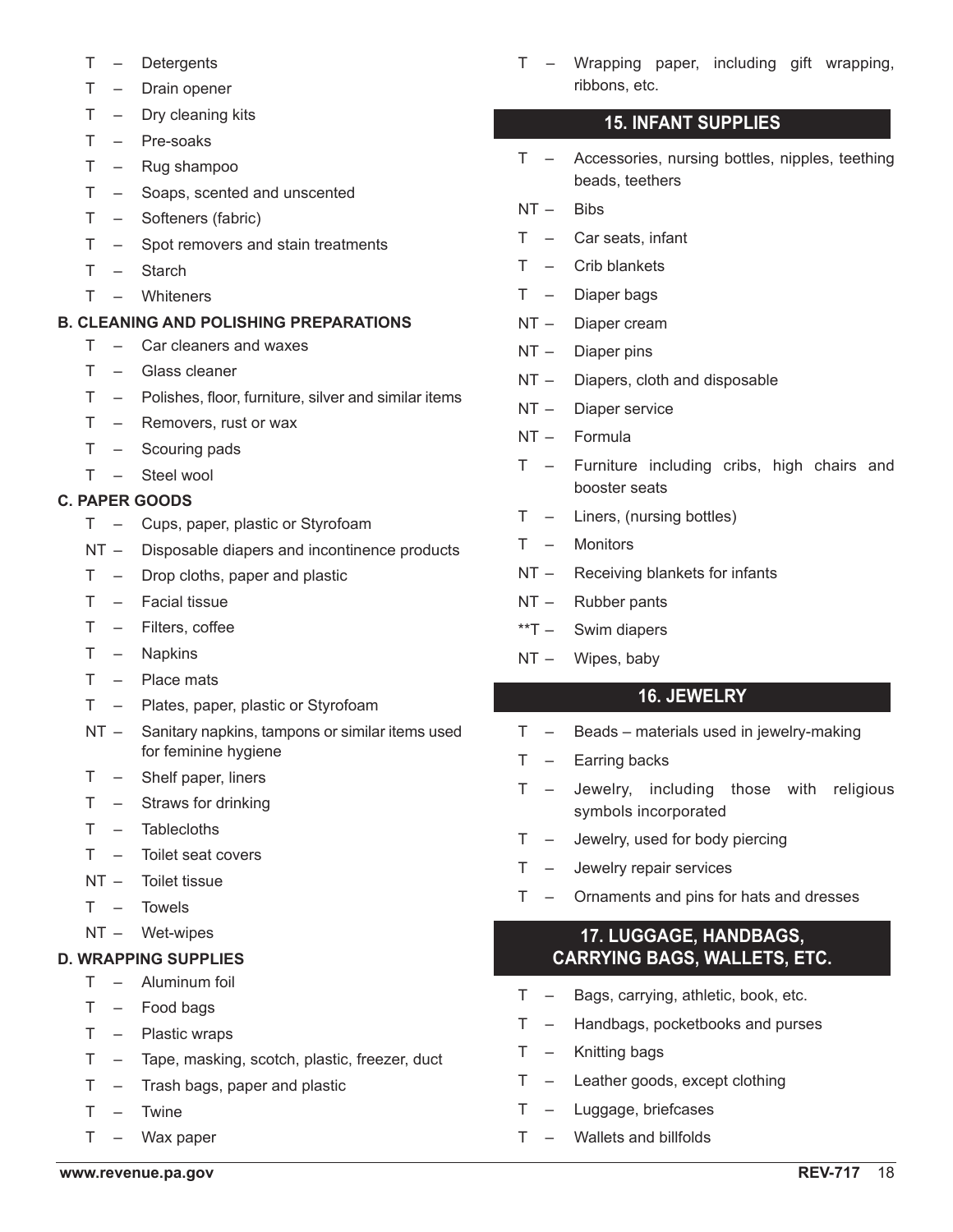- T – Detergents
- T – Drain opener
- T – Dry cleaning kits
- T – Pre-soaks
- T – Rug shampoo
- T – Soaps, scented and unscented
- T – Softeners (fabric)
- T – Spot removers and stain treatments
- T – Starch
- T – Whiteners

**B. CLEANING AND POLISHING PREPARATIONS**

- T – Car cleaners and waxes
- T – Glass cleaner
- T – Polishes, floor, furniture, silver and similar items
- T – Removers, rust or wax
- T – Scouring pads
- T – Steel wool

**C. PAPER GOODS**

- T – Cups, paper, plastic or Styrofoam
- NT – Disposable diapers and incontinence products
- T – Drop cloths, paper and plastic
- T – Facial tissue
- T – Filters, coffee
- T – Napkins
- T – Place mats
- T – Plates, paper, plastic or Styrofoam
- NT – Sanitary napkins, tampons or similar items used for feminine hygiene
- T – Shelf paper, liners
- T – Straws for drinking
- T – Tablecloths
- T – Toilet seat covers
- NT – Toilet tissue
- T – Towels
- NT – Wet-wipes

**D. WRAPPING SUPPLIES**

- T – Aluminum foil
- T – Food bags
- T – Plastic wraps
- T – Tape, masking, scotch, plastic, freezer, duct
- T – Trash bags, paper and plastic
- T – Twine
- T – Wax paper
- T – Wrapping paper, including gift wrapping, ribbons, etc.

## 15. INFANT SUPPLIES

- T – Accessories, nursing bottles, nipples, teething beads, teethers
- NT – Bibs
- T – Car seats, infant
- T – Crib blankets
- T – Diaper bags
- NT – Diaper cream
- NT – Diaper pins
- NT – Diapers, cloth and disposable
- NT – Diaper service
- NT – Formula
- T – Furniture including cribs, high chairs and booster seats
- T – Liners, (nursing bottles)
- T – Monitors
- NT – Receiving blankets for infants
- NT – Rubber pants
- **T – Swim diapers
- NT – Wipes, baby

## 16. JEWELRY

- T – Beads – materials used in jewelry-making
- T – Earring backs
- T – Jewelry, including those with religious symbols incorporated
- T – Jewelry, used for body piercing
- T – Jewelry repair services
- T – Ornaments and pins for hats and dresses

## 17. LUGGAGE, HANDBAGS, CARRYING BAGS, WALLETS, ETC.

- T – Bags, carrying, athletic, book, etc.
- T – Handbags, pocketbooks and purses
- T – Knitting bags
- T – Leather goods, except clothing
- T – Luggage, briefcases
- T – Wallets and billfolds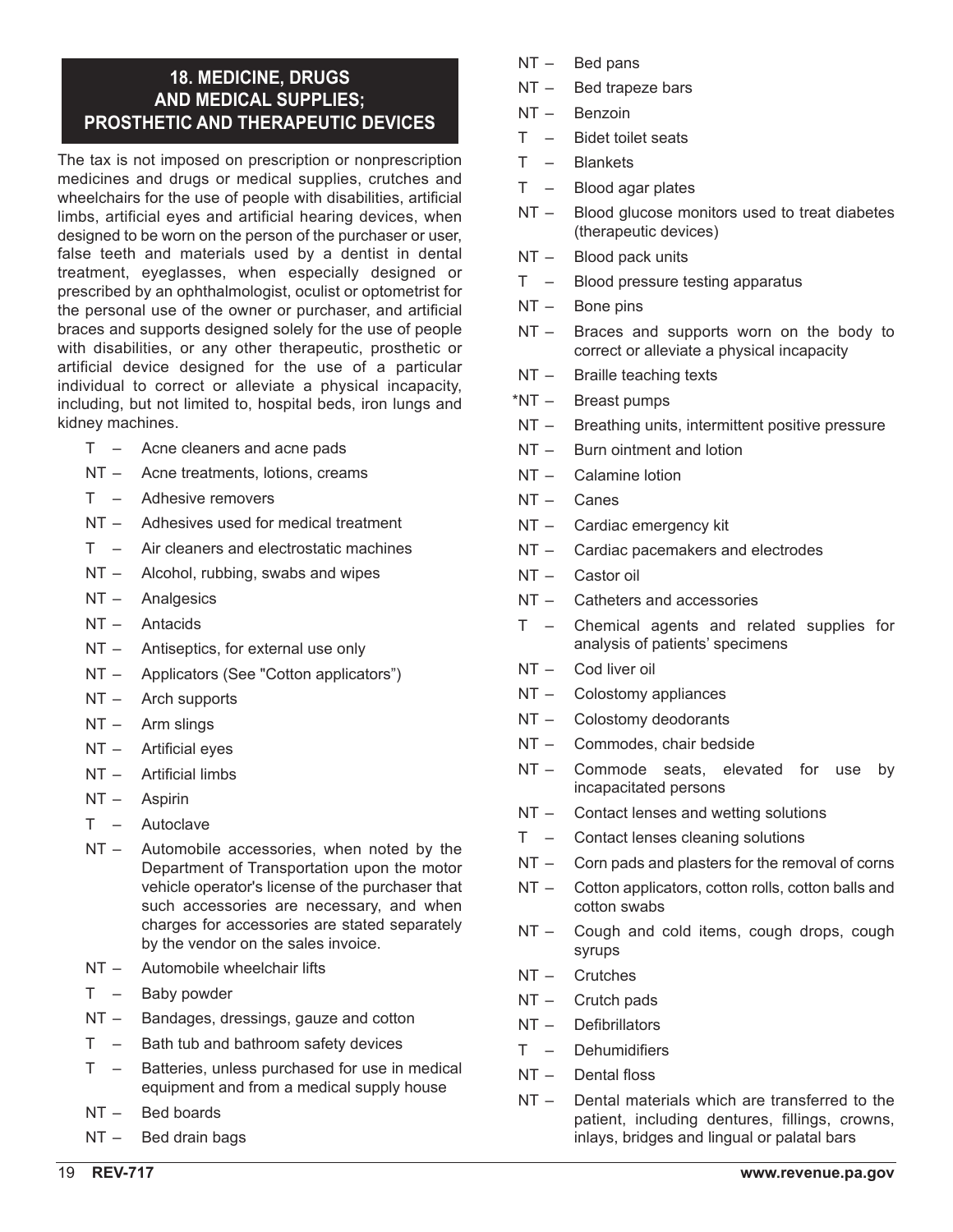## 18. MEDICINE, DRUGS AND MEDICAL SUPPLIES; PROSTHETIC AND THERAPEUTIC DEVICES

The tax is not imposed on prescription or nonprescription medicines and drugs or medical supplies, crutches and wheelchairs for the use of people with disabilities, artificial limbs, artificial eyes and artificial hearing devices, when designed to be worn on the person of the purchaser or user, false teeth and materials used by a dentist in dental treatment, eyeglasses, when especially designed or prescribed by an ophthalmologist, oculist or optometrist for the personal use of the owner or purchaser, and artificial braces and supports designed solely for the use of people with disabilities, or any other therapeutic, prosthetic or artificial device designed for the use of a particular individual to correct or alleviate a physical incapacity, including, but not limited to, hospital beds, iron lungs and kidney machines.

- T – Acne cleaners and acne pads
- NT – Acne treatments, lotions, creams
- T – Adhesive removers
- NT – Adhesives used for medical treatment
- T – Air cleaners and electrostatic machines
- NT – Alcohol, rubbing, swabs and wipes
- NT – Analgesics
- NT – Antacids
- NT – Antiseptics, for external use only
- NT – Applicators (See "Cotton applicators")
- NT – Arch supports
- NT – Arm slings
- NT – Artificial eyes
- NT – Artificial limbs
- NT – Aspirin
- T – Autoclave
- NT – Automobile accessories, when noted by the Department of Transportation upon the motor vehicle operator's license of the purchaser that such accessories are necessary, and when charges for accessories are stated separately by the vendor on the sales invoice.
- NT – Automobile wheelchair lifts
- T – Baby powder
- NT – Bandages, dressings, gauze and cotton
- T – Bath tub and bathroom safety devices
- T – Batteries, unless purchased for use in medical equipment and from a medical supply house
- NT – Bed boards
- NT – Bed drain bags
- NT – Bed pans
- NT – Bed trapeze bars
- NT – Benzoin
- T – Bidet toilet seats
- T – Blankets
- T – Blood agar plates
- NT – Blood glucose monitors used to treat diabetes (therapeutic devices)
- NT – Blood pack units
- T – Blood pressure testing apparatus
- NT – Bone pins
- NT – Braces and supports worn on the body to correct or alleviate a physical incapacity
- NT – Braille teaching texts
- *NT – Breast pumps
- NT – Breathing units, intermittent positive pressure
- NT – Burn ointment and lotion
- NT – Calamine lotion
- NT – Canes
- NT – Cardiac emergency kit
- NT – Cardiac pacemakers and electrodes
- NT – Castor oil
- NT – Catheters and accessories
- T – Chemical agents and related supplies for analysis of patients' specimens
- NT – Cod liver oil
- NT – Colostomy appliances
- NT – Colostomy deodorants
- NT – Commodes, chair bedside
- NT – Commode seats, elevated for use by incapacitated persons
- NT – Contact lenses and wetting solutions
- T – Contact lenses cleaning solutions
- NT – Corn pads and plasters for the removal of corns
- NT – Cotton applicators, cotton rolls, cotton balls and cotton swabs
- NT – Cough and cold items, cough drops, cough syrups
- NT – Crutches
- NT – Crutch pads
- NT – Defibrillators
- T – Dehumidifiers
- NT – Dental floss
- NT – Dental materials which are transferred to the patient, including dentures, fillings, crowns, inlays, bridges and lingual or palatal bars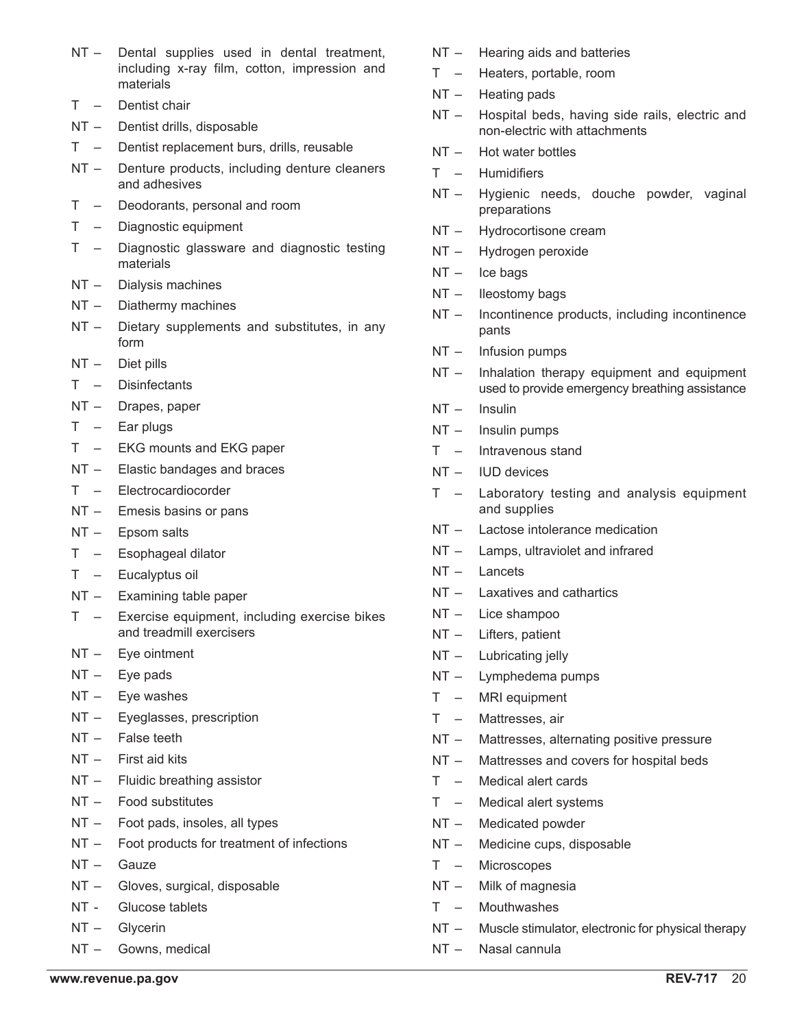NT – Dental supplies used in dental treatment, including x-ray film, cotton, impression and materials

T – Dentist chair

NT – Dentist drills, disposable

T – Dentist replacement burs, drills, reusable

NT – Denture products, including denture cleaners and adhesives

T – Deodorants, personal and room

T – Diagnostic equipment

T – Diagnostic glassware and diagnostic testing materials

NT – Dialysis machines

NT – Diathermy machines

NT – Dietary supplements and substitutes, in any form

NT – Diet pills

T – Disinfectants

NT – Drapes, paper

T – Ear plugs

T – EKG mounts and EKG paper

NT – Elastic bandages and braces

T – Electrocardiocorder

NT – Emesis basins or pans

NT – Epsom salts

T – Esophageal dilator

T – Eucalyptus oil

NT – Examining table paper

T – Exercise equipment, including exercise bikes and treadmill exercisers

NT – Eye ointment

NT – Eye pads

NT – Eye washes

NT – Eyeglasses, prescription

NT – False teeth

NT – First aid kits

NT – Fluidic breathing assistor

NT – Food substitutes

NT – Foot pads, insoles, all types

NT – Foot products for treatment of infections

NT – Gauze

NT – Gloves, surgical, disposable

NT - Glucose tablets

NT – Glycerin

NT – Gowns, medical

NT – Hearing aids and batteries

T – Heaters, portable, room

NT – Heating pads

NT – Hospital beds, having side rails, electric and non-electric with attachments

NT – Hot water bottles

T – Humidifiers

NT – Hygienic needs, douche powder, vaginal preparations

NT – Hydrocortisone cream

NT – Hydrogen peroxide

NT – Ice bags

NT – Ileostomy bags

NT – Incontinence products, including incontinence pants

NT – Infusion pumps

NT – Inhalation therapy equipment and equipment used to provide emergency breathing assistance

NT – Insulin

NT – Insulin pumps

T – Intravenous stand

NT – IUD devices

T – Laboratory testing and analysis equipment and supplies

NT – Lactose intolerance medication

NT – Lamps, ultraviolet and infrared

NT – Lancets

NT – Laxatives and cathartics

NT – Lice shampoo

NT – Lifters, patient

NT – Lubricating jelly

NT – Lymphedema pumps

T – MRI equipment

T – Mattresses, air

NT – Mattresses, alternating positive pressure

NT – Mattresses and covers for hospital beds

T – Medical alert cards

T – Medical alert systems

NT – Medicated powder

NT – Medicine cups, disposable

T – Microscopes

NT – Milk of magnesia

T – Mouthwashes

NT – Muscle stimulator, electronic for physical therapy

NT – Nasal cannula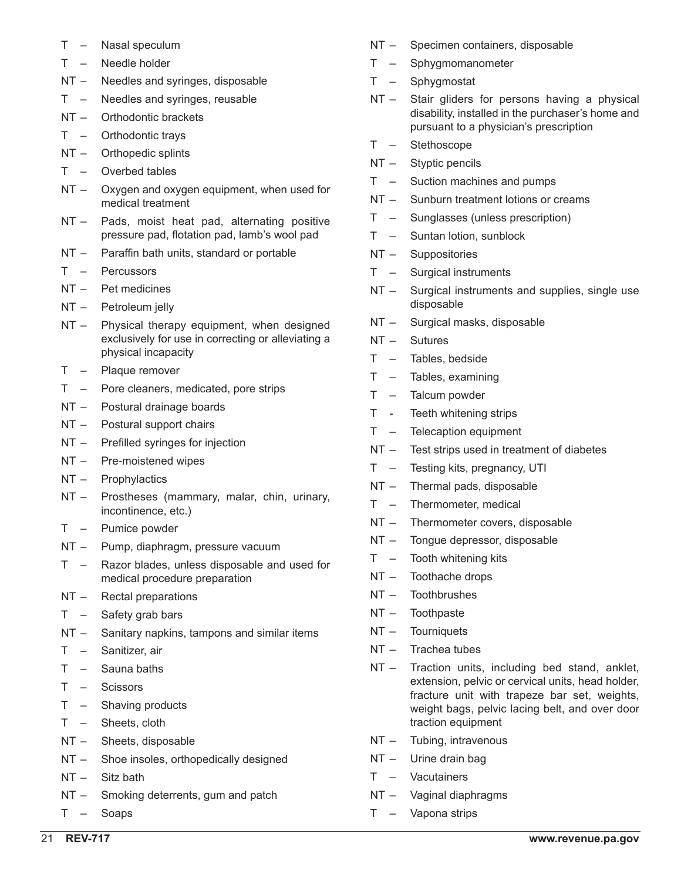T – Nasal speculum

T – Needle holder

NT – Needles and syringes, disposable

T – Needles and syringes, reusable

NT – Orthodontic brackets

T – Orthodontic trays

NT – Orthopedic splints

T – Overbed tables

NT – Oxygen and oxygen equipment, when used for medical treatment

NT – Pads, moist heat pad, alternating positive pressure pad, flotation pad, lamb's wool pad

NT – Paraffin bath units, standard or portable

T – Percussors

NT – Pet medicines

NT – Petroleum jelly

NT – Physical therapy equipment, when designed exclusively for use in correcting or alleviating a physical incapacity

T – Plaque remover

T – Pore cleaners, medicated, pore strips

NT – Postural drainage boards

NT – Postural support chairs

NT – Prefilled syringes for injection

NT – Pre-moistened wipes

NT – Prophylactics

NT – Prostheses (mammary, malar, chin, urinary, incontinence, etc.)

T – Pumice powder

NT – Pump, diaphragm, pressure vacuum

T – Razor blades, unless disposable and used for medical procedure preparation

NT – Rectal preparations

T – Safety grab bars

NT – Sanitary napkins, tampons and similar items

T – Sanitizer, air

T – Sauna baths

T – Scissors

T – Shaving products

T – Sheets, cloth

NT – Sheets, disposable

NT – Shoe insoles, orthopedically designed

NT – Sitz bath

NT – Smoking deterrents, gum and patch

T – Soaps

NT – Specimen containers, disposable

T – Sphygmomanometer

T – Sphygmostat

NT – Stair gliders for persons having a physical disability, installed in the purchaser's home and pursuant to a physician's prescription

T – Stethoscope

NT – Styptic pencils

T – Suction machines and pumps

NT – Sunburn treatment lotions or creams

T – Sunglasses (unless prescription)

T – Suntan lotion, sunblock

NT – Suppositories

T – Surgical instruments

NT – Surgical instruments and supplies, single use disposable

NT – Surgical masks, disposable

NT – Sutures

T – Tables, bedside

T – Tables, examining

T – Talcum powder

T - Teeth whitening strips

T – Telecaption equipment

NT – Test strips used in treatment of diabetes

T – Testing kits, pregnancy, UTI

NT – Thermal pads, disposable

T – Thermometer, medical

NT – Thermometer covers, disposable

NT – Tongue depressor, disposable

T – Tooth whitening kits

NT – Toothache drops

NT – Toothbrushes

NT – Toothpaste

NT – Tourniquets

NT – Trachea tubes

NT – Traction units, including bed stand, anklet, extension, pelvic or cervical units, head holder, fracture unit with trapeze bar set, weights, weight bags, pelvic lacing belt, and over door traction equipment

NT – Tubing, intravenous

NT – Urine drain bag

T – Vacutainers

NT – Vaginal diaphragms

T – Vapona strips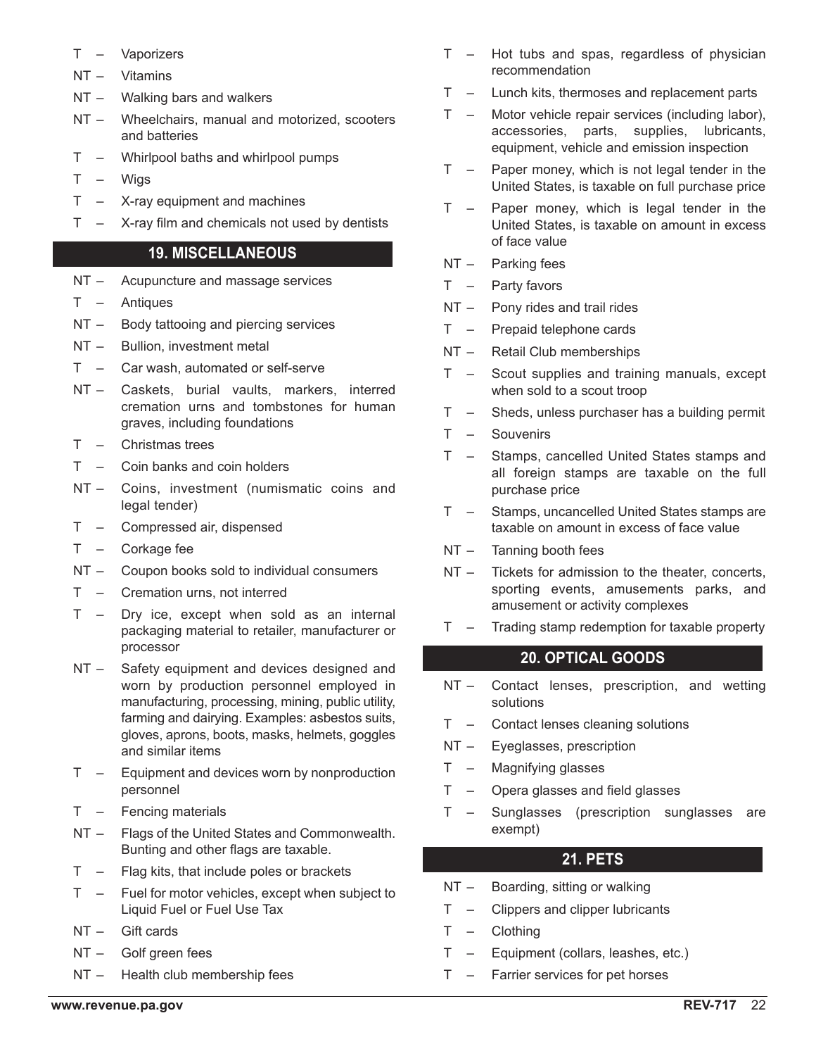- T – Vaporizers
- NT – Vitamins
- NT – Walking bars and walkers
- NT – Wheelchairs, manual and motorized, scooters and batteries
- T – Whirlpool baths and whirlpool pumps
- T – Wigs
- T – X-ray equipment and machines
- T – X-ray film and chemicals not used by dentists

## 19. MISCELLANEOUS

- NT – Acupuncture and massage services
- T – Antiques
- NT – Body tattooing and piercing services
- NT – Bullion, investment metal
- T – Car wash, automated or self-serve
- NT – Caskets, burial vaults, markers, interred cremation urns and tombstones for human graves, including foundations
- T – Christmas trees
- T – Coin banks and coin holders
- NT – Coins, investment (numismatic coins and legal tender)
- T – Compressed air, dispensed
- T – Corkage fee
- NT – Coupon books sold to individual consumers
- T – Cremation urns, not interred
- T – Dry ice, except when sold as an internal packaging material to retailer, manufacturer or processor
- NT – Safety equipment and devices designed and worn by production personnel employed in manufacturing, processing, mining, public utility, farming and dairying. Examples: asbestos suits, gloves, aprons, boots, masks, helmets, goggles and similar items
- T – Equipment and devices worn by nonproduction personnel
- T – Fencing materials
- NT – Flags of the United States and Commonwealth. Bunting and other flags are taxable.
- T – Flag kits, that include poles or brackets
- T – Fuel for motor vehicles, except when subject to Liquid Fuel or Fuel Use Tax
- NT – Gift cards
- NT – Golf green fees
- NT – Health club membership fees
- T – Hot tubs and spas, regardless of physician recommendation
- T – Lunch kits, thermoses and replacement parts
- T – Motor vehicle repair services (including labor), accessories, parts, supplies, lubricants, equipment, vehicle and emission inspection
- T – Paper money, which is not legal tender in the United States, is taxable on full purchase price
- T – Paper money, which is legal tender in the United States, is taxable on amount in excess of face value
- NT – Parking fees
- T – Party favors
- NT – Pony rides and trail rides
- T – Prepaid telephone cards
- NT – Retail Club memberships
- T – Scout supplies and training manuals, except when sold to a scout troop
- T – Sheds, unless purchaser has a building permit
- T – Souvenirs
- T – Stamps, cancelled United States stamps and all foreign stamps are taxable on the full purchase price
- T – Stamps, uncancelled United States stamps are taxable on amount in excess of face value
- NT – Tanning booth fees
- NT – Tickets for admission to the theater, concerts, sporting events, amusements parks, and amusement or activity complexes
- T – Trading stamp redemption for taxable property

## 20. OPTICAL GOODS

- NT – Contact lenses, prescription, and wetting solutions
- T – Contact lenses cleaning solutions
- NT – Eyeglasses, prescription
- T – Magnifying glasses
- T – Opera glasses and field glasses
- T – Sunglasses (prescription sunglasses are exempt)

## 21. PETS

- NT – Boarding, sitting or walking
- T – Clippers and clipper lubricants
- T – Clothing
- T – Equipment (collars, leashes, etc.)
- T – Farrier services for pet horses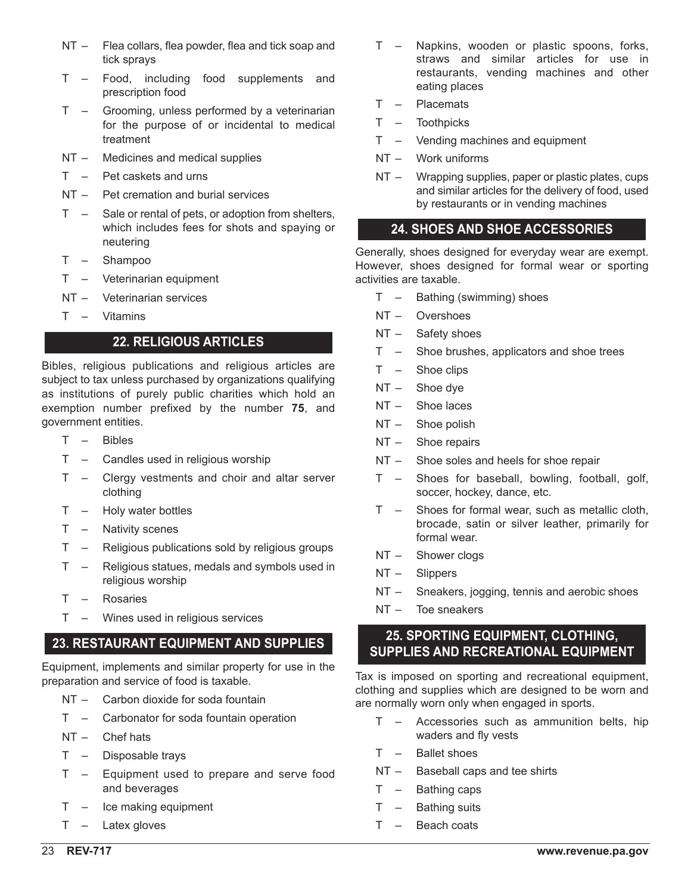- NT – Flea collars, flea powder, flea and tick soap and tick sprays
- T – Food, including food supplements and prescription food
- T – Grooming, unless performed by a veterinarian for the purpose of or incidental to medical treatment
- NT – Medicines and medical supplies
- T – Pet caskets and urns
- NT – Pet cremation and burial services
- T – Sale or rental of pets, or adoption from shelters, which includes fees for shots and spaying or neutering
- T – Shampoo
- T – Veterinarian equipment
- NT – Veterinarian services
- T – Vitamins

## 22. RELIGIOUS ARTICLES

Bibles, religious publications and religious articles are subject to tax unless purchased by organizations qualifying as institutions of purely public charities which hold an exemption number prefixed by the number **75**, and government entities.

- T – Bibles
- T – Candles used in religious worship
- T – Clergy vestments and choir and altar server clothing
- T – Holy water bottles
- T – Nativity scenes
- T – Religious publications sold by religious groups
- T – Religious statues, medals and symbols used in religious worship
- T – Rosaries
- T – Wines used in religious services

## 23. RESTAURANT EQUIPMENT AND SUPPLIES

Equipment, implements and similar property for use in the preparation and service of food is taxable.

- NT – Carbon dioxide for soda fountain
- T – Carbonator for soda fountain operation
- NT – Chef hats
- T – Disposable trays
- T – Equipment used to prepare and serve food and beverages
- T – Ice making equipment
- T – Latex gloves
- T – Napkins, wooden or plastic spoons, forks, straws and similar articles for use in restaurants, vending machines and other eating places
- T – Placemats
- T – Toothpicks
- T – Vending machines and equipment
- NT – Work uniforms
- NT – Wrapping supplies, paper or plastic plates, cups and similar articles for the delivery of food, used by restaurants or in vending machines

## 24. SHOES AND SHOE ACCESSORIES

Generally, shoes designed for everyday wear are exempt. However, shoes designed for formal wear or sporting activities are taxable.

- T – Bathing (swimming) shoes
- NT – Overshoes
- NT – Safety shoes
- T – Shoe brushes, applicators and shoe trees
- T – Shoe clips
- NT – Shoe dye
- NT – Shoe laces
- NT – Shoe polish
- NT – Shoe repairs
- NT – Shoe soles and heels for shoe repair
- T – Shoes for baseball, bowling, football, golf, soccer, hockey, dance, etc.
- T – Shoes for formal wear, such as metallic cloth, brocade, satin or silver leather, primarily for formal wear.
- NT – Shower clogs
- NT – Slippers
- NT – Sneakers, jogging, tennis and aerobic shoes
- NT – Toe sneakers

## 25. SPORTING EQUIPMENT, CLOTHING, SUPPLIES AND RECREATIONAL EQUIPMENT

Tax is imposed on sporting and recreational equipment, clothing and supplies which are designed to be worn and are normally worn only when engaged in sports.

- T – Accessories such as ammunition belts, hip waders and fly vests
- T – Ballet shoes
- NT – Baseball caps and tee shirts
- T – Bathing caps
- T – Bathing suits
- T – Beach coats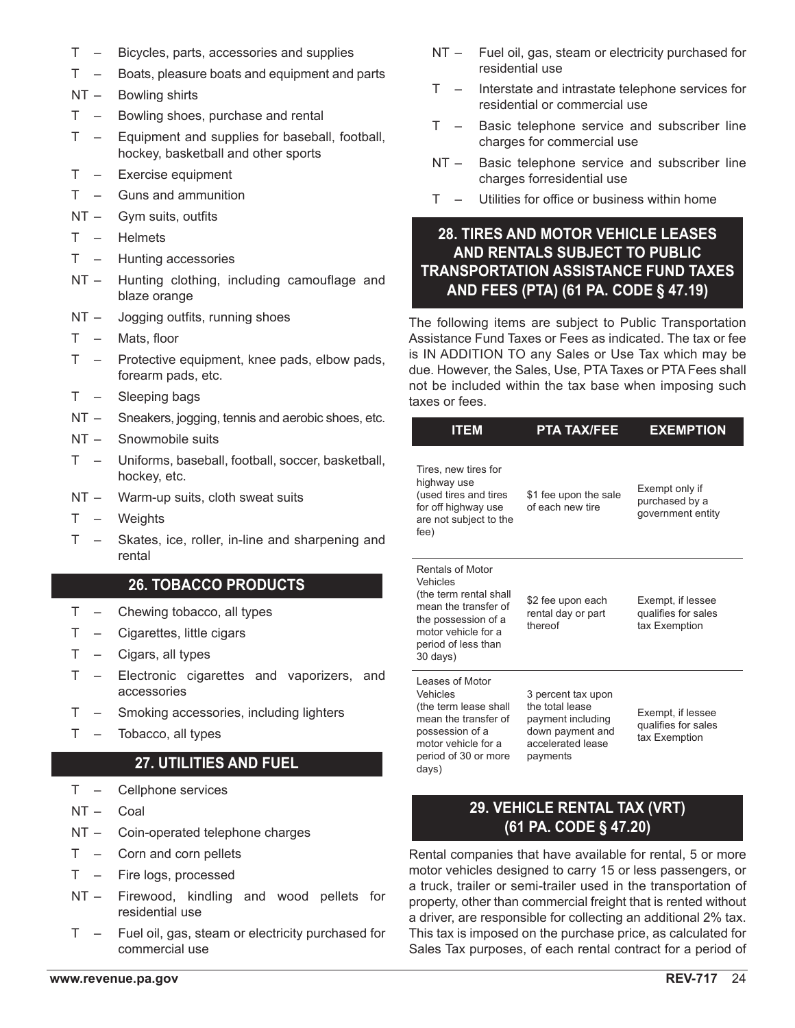- T – Bicycles, parts, accessories and supplies
- T – Boats, pleasure boats and equipment and parts
- NT – Bowling shirts
- T – Bowling shoes, purchase and rental
- T – Equipment and supplies for baseball, football, hockey, basketball and other sports
- T – Exercise equipment
- T – Guns and ammunition
- NT – Gym suits, outfits
- T – Helmets
- T – Hunting accessories
- NT – Hunting clothing, including camouflage and blaze orange
- NT – Jogging outfits, running shoes
- T – Mats, floor
- T – Protective equipment, knee pads, elbow pads, forearm pads, etc.
- T – Sleeping bags
- NT – Sneakers, jogging, tennis and aerobic shoes, etc.
- NT – Snowmobile suits
- T – Uniforms, baseball, football, soccer, basketball, hockey, etc.
- NT – Warm-up suits, cloth sweat suits
- T – Weights
- T – Skates, ice, roller, in-line and sharpening and rental

## 26. TOBACCO PRODUCTS

- T – Chewing tobacco, all types
- T – Cigarettes, little cigars
- T – Cigars, all types
- T – Electronic cigarettes and vaporizers, and accessories
- T – Smoking accessories, including lighters
- T – Tobacco, all types

## 27. UTILITIES AND FUEL

- T – Cellphone services
- NT – Coal
- NT – Coin-operated telephone charges
- T – Corn and corn pellets
- T – Fire logs, processed
- NT – Firewood, kindling and wood pellets for residential use
- T – Fuel oil, gas, steam or electricity purchased for commercial use
- NT – Fuel oil, gas, steam or electricity purchased for residential use
- T – Interstate and intrastate telephone services for residential or commercial use
- T – Basic telephone service and subscriber line charges for commercial use
- NT – Basic telephone service and subscriber line charges forresidential use
- T – Utilities for office or business within home

## 28. TIRES AND MOTOR VEHICLE LEASES AND RENTALS SUBJECT TO PUBLIC TRANSPORTATION ASSISTANCE FUND TAXES AND FEES (PTA) (61 PA. CODE § 47.19)

The following items are subject to Public Transportation Assistance Fund Taxes or Fees as indicated. The tax or fee is IN ADDITION TO any Sales or Use Tax which may be due. However, the Sales, Use, PTA Taxes or PTA Fees shall not be included within the tax base when imposing such taxes or fees.

| ITEM | PTA TAX/FEE | EXEMPTION |
|---|---|---|
| Tires, new tires for highway use (used tires and tires for off highway use are not subject to the fee) | $1 fee upon the sale of each new tire | Exempt only if purchased by a government entity |
| Rentals of Motor Vehicles (the term rental shall mean the transfer of the possession of a motor vehicle for a period of less than 30 days) | $2 fee upon each rental day or part thereof | Exempt, if lessee qualifies for sales tax Exemption |
| Leases of Motor Vehicles (the term lease shall mean the transfer of possession of a motor vehicle for a period of 30 or more days) | 3 percent tax upon the total lease payment including down payment and accelerated lease payments | Exempt, if lessee qualifies for sales tax Exemption |

## 29. VEHICLE RENTAL TAX (VRT) (61 PA. CODE § 47.20)

Rental companies that have available for rental, 5 or more motor vehicles designed to carry 15 or less passengers, or a truck, trailer or semi-trailer used in the transportation of property, other than commercial freight that is rented without a driver, are responsible for collecting an additional 2% tax. This tax is imposed on the purchase price, as calculated for Sales Tax purposes, of each rental contract for a period of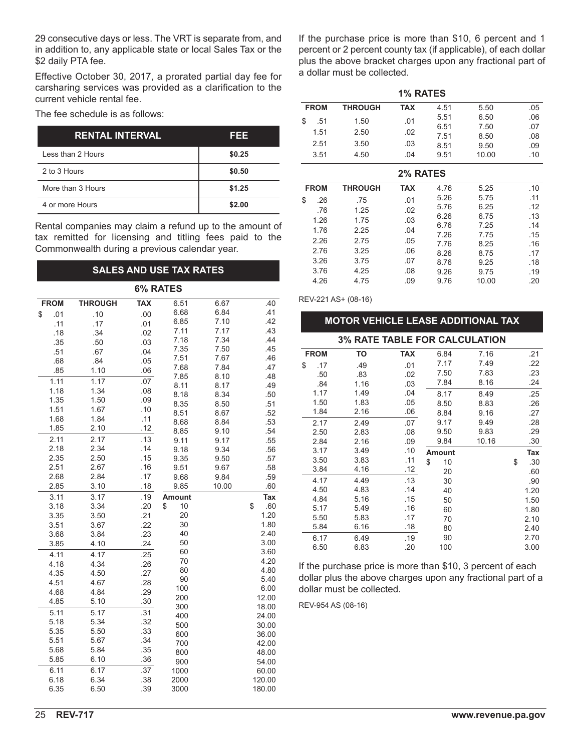29 consecutive days or less. The VRT is separate from, and in addition to, any applicable state or local Sales Tax or the $2 daily PTA fee.

Effective October 30, 2017, a prorated partial day fee for carsharing services was provided as a clarification to the current vehicle rental fee.

The fee schedule is as follows:

| RENTAL INTERVAL | FEE |
|---|---|
| Less than 2 Hours | **$0.25** |
| 2 to 3 Hours | **$0.50** |
| More than 3 Hours | **$1.25** |
| 4 or more Hours | **$2.00** |

Rental companies may claim a refund up to the amount of tax remitted for licensing and titling fees paid to the Commonwealth during a previous calendar year.

## SALES AND USE TAX RATES

### 6% RATES

| FROM | THROUGH | TAX | FROM | THROUGH | TAX |
|---|---|---|---|---|---|
| $ .01 | .10 | .00 | 6.51 | 6.67 | .40 |
| .11 | .17 | .01 | 6.68 | 6.84 | .41 |
| .18 | .34 | .02 | 6.85 | 7.10 | .42 |
| .35 | .50 | .03 | 7.11 | 7.17 | .43 |
| .51 | .67 | .04 | 7.18 | 7.34 | .44 |
| .68 | .84 | .05 | 7.35 | 7.50 | .45 |
| .85 | 1.10 | .06 | 7.51 | 7.67 | .46 |
| 1.11 | 1.17 | .07 | 7.68 | 7.84 | .47 |
| 1.18 | 1.34 | .08 | 7.85 | 8.10 | .48 |
| 1.35 | 1.50 | .09 | 8.11 | 8.17 | .49 |
| 1.51 | 1.67 | .10 | 8.18 | 8.34 | .50 |
| 1.68 | 1.84 | .11 | 8.35 | 8.50 | .51 |
| 1.85 | 2.10 | .12 | 8.51 | 8.67 | .52 |
| 2.11 | 2.17 | .13 | 8.68 | 8.84 | .53 |
| 2.18 | 2.34 | .14 | 8.85 | 9.10 | .54 |
| 2.35 | 2.50 | .15 | 9.11 | 9.17 | .55 |
| 2.51 | 2.67 | .16 | 9.18 | 9.34 | .56 |
| 2.68 | 2.84 | .17 | 9.35 | 9.50 | .57 |
| 2.85 | 3.10 | .18 | 9.51 | 9.67 | .58 |
| 3.11 | 3.17 | .19 | 9.68 | 9.84 | .59 |
| 3.18 | 3.34 | .20 | 9.85 | 10.00 | .60 |
| 3.35 | 3.50 | .21 | **Amount** | | **Tax** |
| 3.51 | 3.67 | .22 | $ 10 | | $ .60 |
| 3.68 | 3.84 | .23 | 20 | | 1.20 |
| 3.85 | 4.10 | .24 | 30 | | 1.80 |
| 4.11 | 4.17 | .25 | 40 | | 2.40 |
| 4.18 | 4.34 | .26 | 50 | | 3.00 |
| 4.35 | 4.50 | .27 | 60 | | 3.60 |
| 4.51 | 4.67 | .28 | 70 | | 4.20 |
| 4.68 | 4.84 | .29 | 80 | | 4.80 |
| 4.85 | 5.10 | .30 | 90 | | 5.40 |
| 5.11 | 5.17 | .31 | 100 | | 6.00 |
| 5.18 | 5.34 | .32 | 200 | | 12.00 |
| 5.35 | 5.50 | .33 | 300 | | 18.00 |
| 5.51 | 5.67 | .34 | 400 | | 24.00 |
| 5.68 | 5.84 | .35 | 500 | | 30.00 |
| 5.85 | 6.10 | .36 | 600 | | 36.00 |
| 6.11 | 6.17 | .37 | 700 | | 42.00 |
| 6.18 | 6.34 | .38 | 800 | | 48.00 |
| 6.35 | 6.50 | .39 | 900 | | 54.00 |
| | | | 1000 | | 60.00 |
| | | | 2000 | | 120.00 |
| | | | 3000 | | 180.00 |

If the purchase price is more than $10, 6 percent and 1 percent or 2 percent county tax (if applicable), of each dollar plus the above bracket charges upon any fractional part of a dollar must be collected.

### 1% RATES

| FROM | THROUGH | TAX | FROM | THROUGH | TAX |
|---|---|---|---|---|---|
| $ .51 | 1.50 | .01 | 4.51 | 5.50 | .05 |
| 1.51 | 2.50 | .02 | 5.51 | 6.50 | .06 |
| 2.51 | 3.50 | .03 | 6.51 | 7.50 | .07 |
| 3.51 | 4.50 | .04 | 7.51 | 8.50 | .08 |
| | | | 8.51 | 9.50 | .09 |
| | | | 9.51 | 10.00 | .10 |

### 2% RATES

| FROM | THROUGH | TAX | FROM | THROUGH | TAX |
|---|---|---|---|---|---|
| $ .26 | .75 | .01 | 4.76 | 5.25 | .10 |
| .76 | 1.25 | .02 | 5.26 | 5.75 | .11 |
| 1.26 | 1.75 | .03 | 5.76 | 6.25 | .12 |
| 1.76 | 2.25 | .04 | 6.26 | 6.75 | .13 |
| 2.26 | 2.75 | .05 | 6.76 | 7.25 | .14 |
| 2.76 | 3.25 | .06 | 7.26 | 7.75 | .15 |
| 3.26 | 3.75 | .07 | 7.76 | 8.25 | .16 |
| 3.76 | 4.25 | .08 | 8.26 | 8.75 | .17 |
| 4.26 | 4.75 | .09 | 8.76 | 9.25 | .18 |
| | | | 9.26 | 9.75 | .19 |
| | | | 9.76 | 10.00 | .20 |

REV-221 AS+ (08-16)

## MOTOR VEHICLE LEASE ADDITIONAL TAX

### 3% RATE TABLE FOR CALCULATION

| FROM | TO | TAX | FROM | TO | TAX |
|---|---|---|---|---|---|
| $ .17 | .49 | .01 | 6.84 | 7.16 | .21 |
| .50 | .83 | .02 | 7.17 | 7.49 | .22 |
| .84 | 1.16 | .03 | 7.50 | 7.83 | .23 |
| 1.17 | 1.49 | .04 | 7.84 | 8.16 | .24 |
| 1.50 | 1.83 | .05 | 8.17 | 8.49 | .25 |
| 1.84 | 2.16 | .06 | 8.50 | 8.83 | .26 |
| 2.17 | 2.49 | .07 | 8.84 | 9.16 | .27 |
| 2.50 | 2.83 | .08 | 9.17 | 9.49 | .28 |
| 2.84 | 2.16 | .09 | 9.50 | 9.83 | .29 |
| 3.17 | 3.49 | .10 | 9.84 | 10.16 | .30 |
| 3.50 | 3.83 | .11 | **Amount** | | **Tax** |
| 3.84 | 4.16 | .12 | $ 10 | | $ .30 |
| 4.17 | 4.49 | .13 | 20 | | .60 |
| 4.50 | 4.83 | .14 | 30 | | .90 |
| 4.84 | 5.16 | .15 | 40 | | 1.20 |
| 5.17 | 5.49 | .16 | 50 | | 1.50 |
| 5.50 | 5.83 | .17 | 60 | | 1.80 |
| 5.84 | 6.16 | .18 | 70 | | 2.10 |
| 6.17 | 6.49 | .19 | 80 | | 2.40 |
| 6.50 | 6.83 | .20 | 90 | | 2.70 |
| | | | 100 | | 3.00 |

If the purchase price is more than $10, 3 percent of each dollar plus the above charges upon any fractional part of a dollar must be collected.

REV-954 AS (08-16)